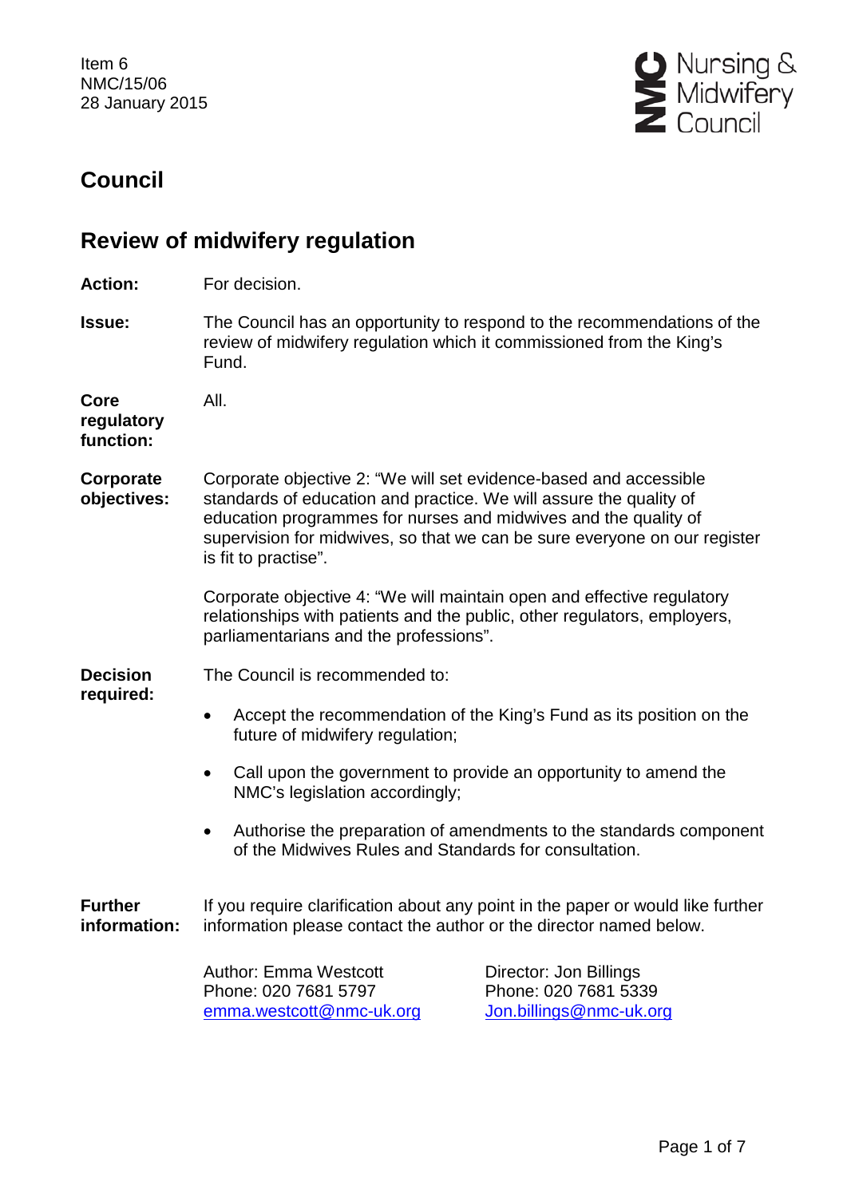Item 6
NMC/15/06
28 January 2015

# Council

## Review of midwifery regulation

**Action:** For decision.

**Issue:** The Council has an opportunity to respond to the recommendations of the review of midwifery regulation which it commissioned from the King's Fund.

**Core regulatory function:** All.

**Corporate objectives:** Corporate objective 2: "We will set evidence-based and accessible standards of education and practice. We will assure the quality of education programmes for nurses and midwives and the quality of supervision for midwives, so that we can be sure everyone on our register is fit to practise".

Corporate objective 4: "We will maintain open and effective regulatory relationships with patients and the public, other regulators, employers, parliamentarians and the professions".

**Decision required:** The Council is recommended to:

- Accept the recommendation of the King's Fund as its position on the future of midwifery regulation;
- Call upon the government to provide an opportunity to amend the NMC's legislation accordingly;
- Authorise the preparation of amendments to the standards component of the Midwives Rules and Standards for consultation.

**Further information:** If you require clarification about any point in the paper or would like further information please contact the author or the director named below.

Author: Emma Westcott
Phone: 020 7681 5797
emma.westcott@nmc-uk.org

Director: Jon Billings
Phone: 020 7681 5339
Jon.billings@nmc-uk.org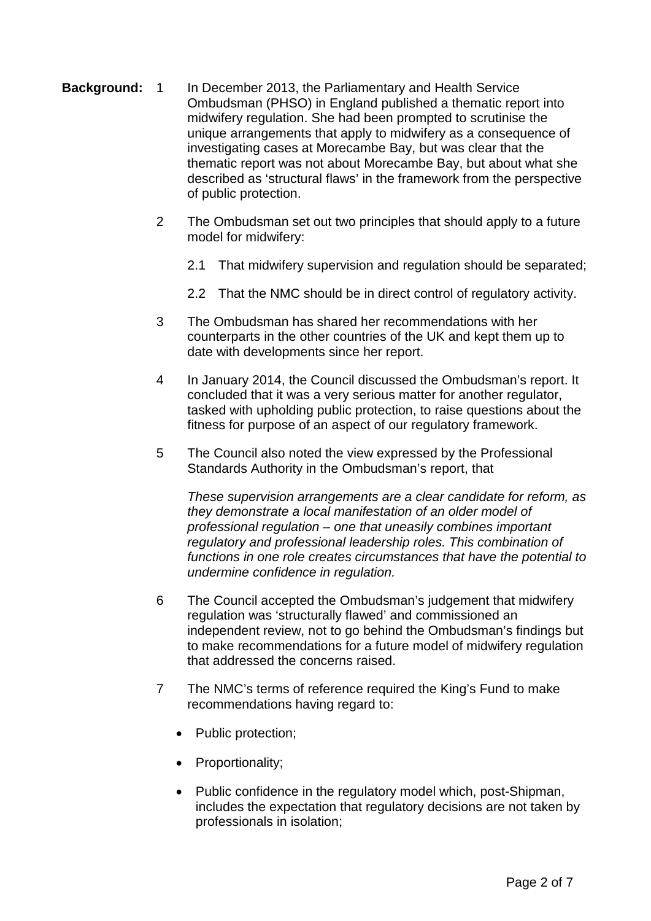**Background:**

1 In December 2013, the Parliamentary and Health Service Ombudsman (PHSO) in England published a thematic report into midwifery regulation. She had been prompted to scrutinise the unique arrangements that apply to midwifery as a consequence of investigating cases at Morecambe Bay, but was clear that the thematic report was not about Morecambe Bay, but about what she described as 'structural flaws' in the framework from the perspective of public protection.

2 The Ombudsman set out two principles that should apply to a future model for midwifery:

2.1 That midwifery supervision and regulation should be separated;

2.2 That the NMC should be in direct control of regulatory activity.

3 The Ombudsman has shared her recommendations with her counterparts in the other countries of the UK and kept them up to date with developments since her report.

4 In January 2014, the Council discussed the Ombudsman's report. It concluded that it was a very serious matter for another regulator, tasked with upholding public protection, to raise questions about the fitness for purpose of an aspect of our regulatory framework.

5 The Council also noted the view expressed by the Professional Standards Authority in the Ombudsman's report, that

*These supervision arrangements are a clear candidate for reform, as they demonstrate a local manifestation of an older model of professional regulation – one that uneasily combines important regulatory and professional leadership roles. This combination of functions in one role creates circumstances that have the potential to undermine confidence in regulation.*

6 The Council accepted the Ombudsman's judgement that midwifery regulation was 'structurally flawed' and commissioned an independent review, not to go behind the Ombudsman's findings but to make recommendations for a future model of midwifery regulation that addressed the concerns raised.

7 The NMC's terms of reference required the King's Fund to make recommendations having regard to:

- Public protection;
- Proportionality;
- Public confidence in the regulatory model which, post-Shipman, includes the expectation that regulatory decisions are not taken by professionals in isolation;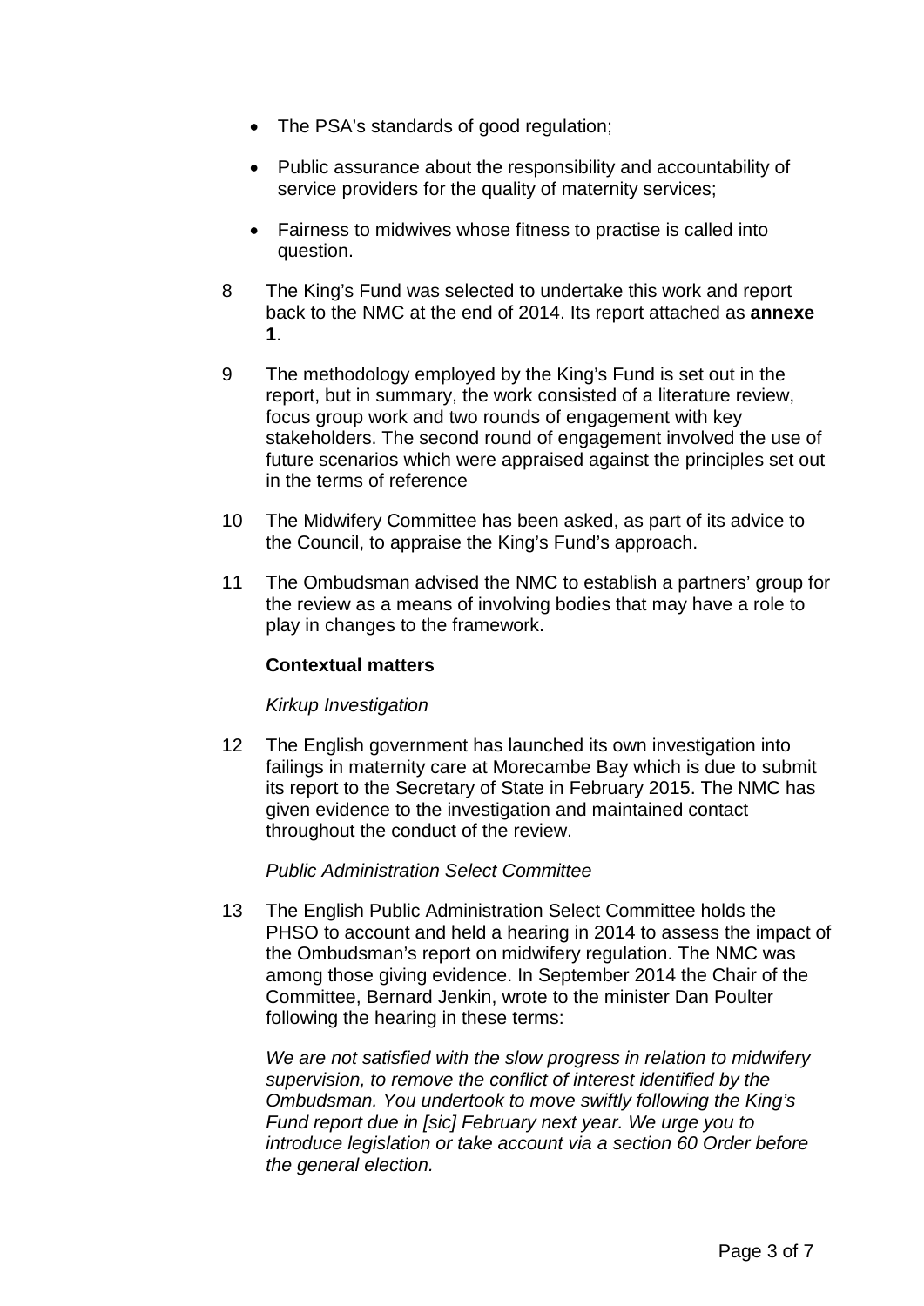- The PSA's standards of good regulation;
- Public assurance about the responsibility and accountability of service providers for the quality of maternity services;
- Fairness to midwives whose fitness to practise is called into question.

8 The King's Fund was selected to undertake this work and report back to the NMC at the end of 2014. Its report attached as **annexe 1**.

9 The methodology employed by the King's Fund is set out in the report, but in summary, the work consisted of a literature review, focus group work and two rounds of engagement with key stakeholders. The second round of engagement involved the use of future scenarios which were appraised against the principles set out in the terms of reference

10 The Midwifery Committee has been asked, as part of its advice to the Council, to appraise the King's Fund's approach.

11 The Ombudsman advised the NMC to establish a partners' group for the review as a means of involving bodies that may have a role to play in changes to the framework.

**Contextual matters**

*Kirkup Investigation*

12 The English government has launched its own investigation into failings in maternity care at Morecambe Bay which is due to submit its report to the Secretary of State in February 2015. The NMC has given evidence to the investigation and maintained contact throughout the conduct of the review.

*Public Administration Select Committee*

13 The English Public Administration Select Committee holds the PHSO to account and held a hearing in 2014 to assess the impact of the Ombudsman's report on midwifery regulation. The NMC was among those giving evidence. In September 2014 the Chair of the Committee, Bernard Jenkin, wrote to the minister Dan Poulter following the hearing in these terms:

*We are not satisfied with the slow progress in relation to midwifery supervision, to remove the conflict of interest identified by the Ombudsman. You undertook to move swiftly following the King's Fund report due in [sic] February next year. We urge you to introduce legislation or take account via a section 60 Order before the general election.*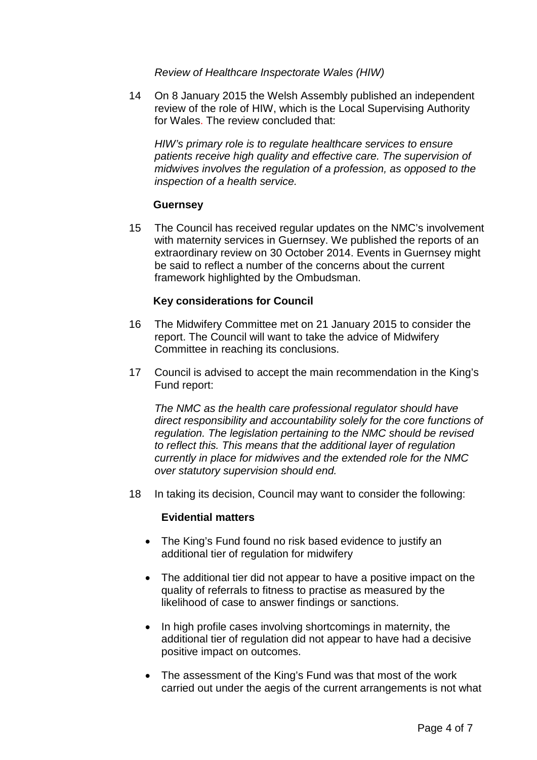*Review of Healthcare Inspectorate Wales (HIW)*

14 On 8 January 2015 the Welsh Assembly published an independent review of the role of HIW, which is the Local Supervising Authority for Wales. The review concluded that:

*HIW's primary role is to regulate healthcare services to ensure patients receive high quality and effective care. The supervision of midwives involves the regulation of a profession, as opposed to the inspection of a health service.*

**Guernsey**

15 The Council has received regular updates on the NMC's involvement with maternity services in Guernsey. We published the reports of an extraordinary review on 30 October 2014. Events in Guernsey might be said to reflect a number of the concerns about the current framework highlighted by the Ombudsman.

**Key considerations for Council**

16 The Midwifery Committee met on 21 January 2015 to consider the report. The Council will want to take the advice of Midwifery Committee in reaching its conclusions.

17 Council is advised to accept the main recommendation in the King's Fund report:

*The NMC as the health care professional regulator should have direct responsibility and accountability solely for the core functions of regulation. The legislation pertaining to the NMC should be revised to reflect this. This means that the additional layer of regulation currently in place for midwives and the extended role for the NMC over statutory supervision should end.*

18 In taking its decision, Council may want to consider the following:

**Evidential matters**

- The King's Fund found no risk based evidence to justify an additional tier of regulation for midwifery
- The additional tier did not appear to have a positive impact on the quality of referrals to fitness to practise as measured by the likelihood of case to answer findings or sanctions.
- In high profile cases involving shortcomings in maternity, the additional tier of regulation did not appear to have had a decisive positive impact on outcomes.
- The assessment of the King's Fund was that most of the work carried out under the aegis of the current arrangements is not what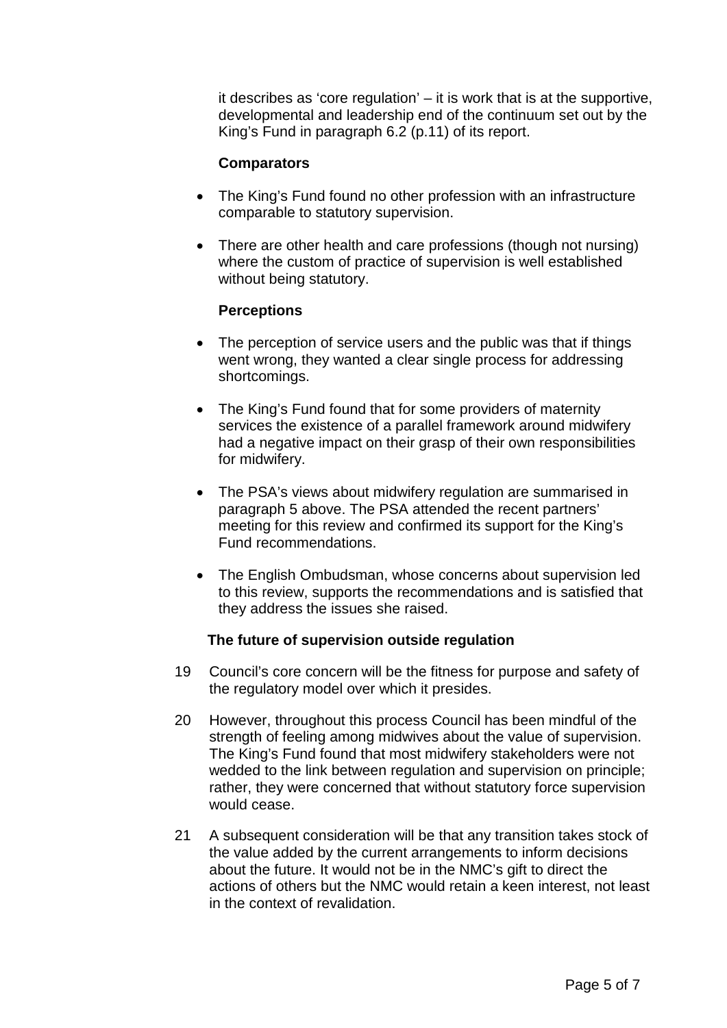it describes as 'core regulation' – it is work that is at the supportive, developmental and leadership end of the continuum set out by the King's Fund in paragraph 6.2 (p.11) of its report.

**Comparators**

- The King's Fund found no other profession with an infrastructure comparable to statutory supervision.
- There are other health and care professions (though not nursing) where the custom of practice of supervision is well established without being statutory.

**Perceptions**

- The perception of service users and the public was that if things went wrong, they wanted a clear single process for addressing shortcomings.
- The King's Fund found that for some providers of maternity services the existence of a parallel framework around midwifery had a negative impact on their grasp of their own responsibilities for midwifery.
- The PSA's views about midwifery regulation are summarised in paragraph 5 above. The PSA attended the recent partners' meeting for this review and confirmed its support for the King's Fund recommendations.
- The English Ombudsman, whose concerns about supervision led to this review, supports the recommendations and is satisfied that they address the issues she raised.

**The future of supervision outside regulation**

19 Council's core concern will be the fitness for purpose and safety of the regulatory model over which it presides.

20 However, throughout this process Council has been mindful of the strength of feeling among midwives about the value of supervision. The King's Fund found that most midwifery stakeholders were not wedded to the link between regulation and supervision on principle; rather, they were concerned that without statutory force supervision would cease.

21 A subsequent consideration will be that any transition takes stock of the value added by the current arrangements to inform decisions about the future. It would not be in the NMC's gift to direct the actions of others but the NMC would retain a keen interest, not least in the context of revalidation.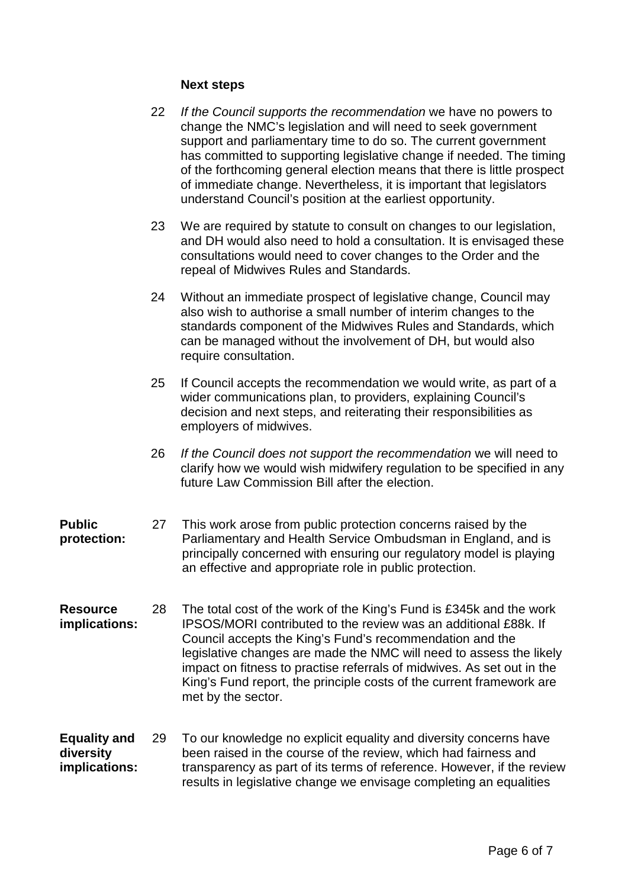**Next steps**

22 *If the Council supports the recommendation* we have no powers to change the NMC's legislation and will need to seek government support and parliamentary time to do so. The current government has committed to supporting legislative change if needed. The timing of the forthcoming general election means that there is little prospect of immediate change. Nevertheless, it is important that legislators understand Council's position at the earliest opportunity.

23 We are required by statute to consult on changes to our legislation, and DH would also need to hold a consultation. It is envisaged these consultations would need to cover changes to the Order and the repeal of Midwives Rules and Standards.

24 Without an immediate prospect of legislative change, Council may also wish to authorise a small number of interim changes to the standards component of the Midwives Rules and Standards, which can be managed without the involvement of DH, but would also require consultation.

25 If Council accepts the recommendation we would write, as part of a wider communications plan, to providers, explaining Council's decision and next steps, and reiterating their responsibilities as employers of midwives.

26 *If the Council does not support the recommendation* we will need to clarify how we would wish midwifery regulation to be specified in any future Law Commission Bill after the election.

**Public protection:**

27 This work arose from public protection concerns raised by the Parliamentary and Health Service Ombudsman in England, and is principally concerned with ensuring our regulatory model is playing an effective and appropriate role in public protection.

**Resource implications:**

28 The total cost of the work of the King's Fund is £345k and the work IPSOS/MORI contributed to the review was an additional £88k. If Council accepts the King's Fund's recommendation and the legislative changes are made the NMC will need to assess the likely impact on fitness to practise referrals of midwives. As set out in the King's Fund report, the principle costs of the current framework are met by the sector.

**Equality and diversity implications:**

29 To our knowledge no explicit equality and diversity concerns have been raised in the course of the review, which had fairness and transparency as part of its terms of reference. However, if the review results in legislative change we envisage completing an equalities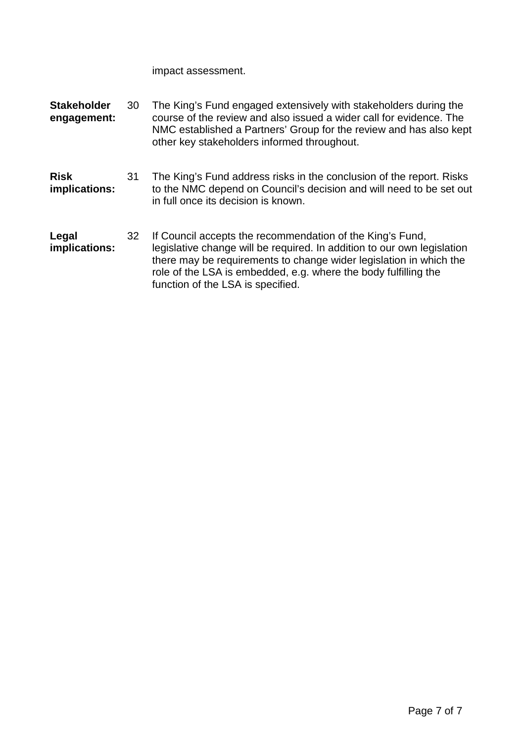impact assessment.

**Stakeholder engagement:** 30 The King's Fund engaged extensively with stakeholders during the course of the review and also issued a wider call for evidence. The NMC established a Partners' Group for the review and has also kept other key stakeholders informed throughout.

**Risk implications:** 31 The King's Fund address risks in the conclusion of the report. Risks to the NMC depend on Council's decision and will need to be set out in full once its decision is known.

**Legal implications:** 32 If Council accepts the recommendation of the King's Fund, legislative change will be required. In addition to our own legislation there may be requirements to change wider legislation in which the role of the LSA is embedded, e.g. where the body fulfilling the function of the LSA is specified.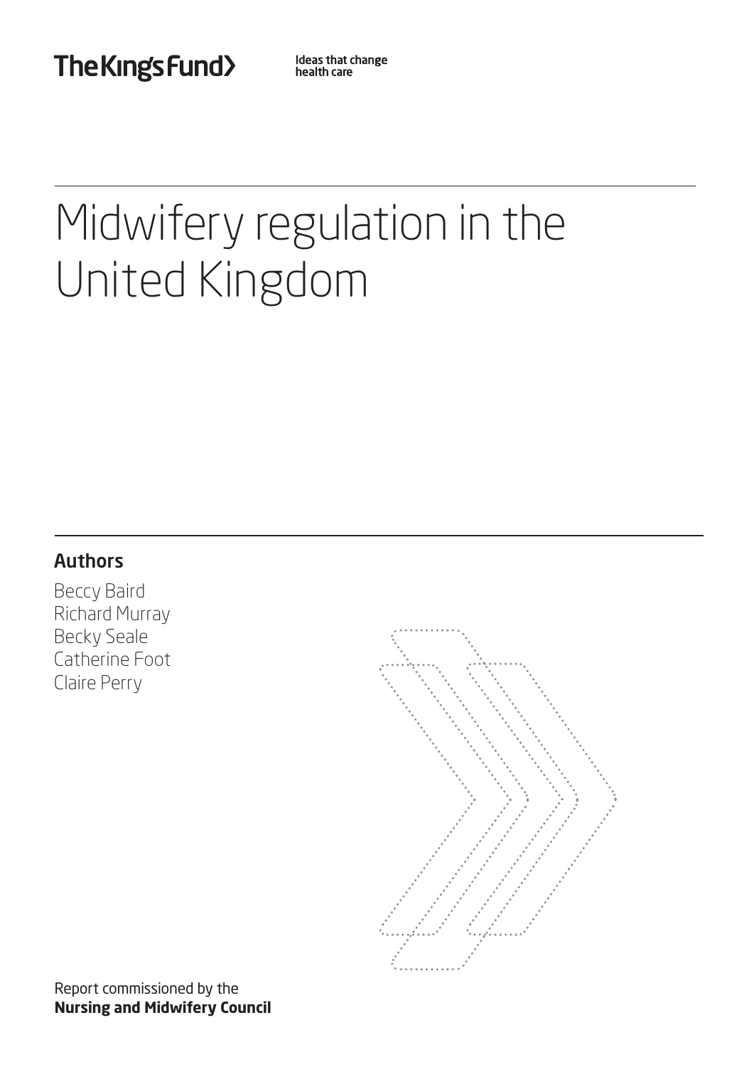The King's Fund

Ideas that change health care

# Midwifery regulation in the United Kingdom

## Authors

Beccy Baird
Richard Murray
Becky Seale
Catherine Foot
Claire Perry

Report commissioned by the
**Nursing and Midwifery Council**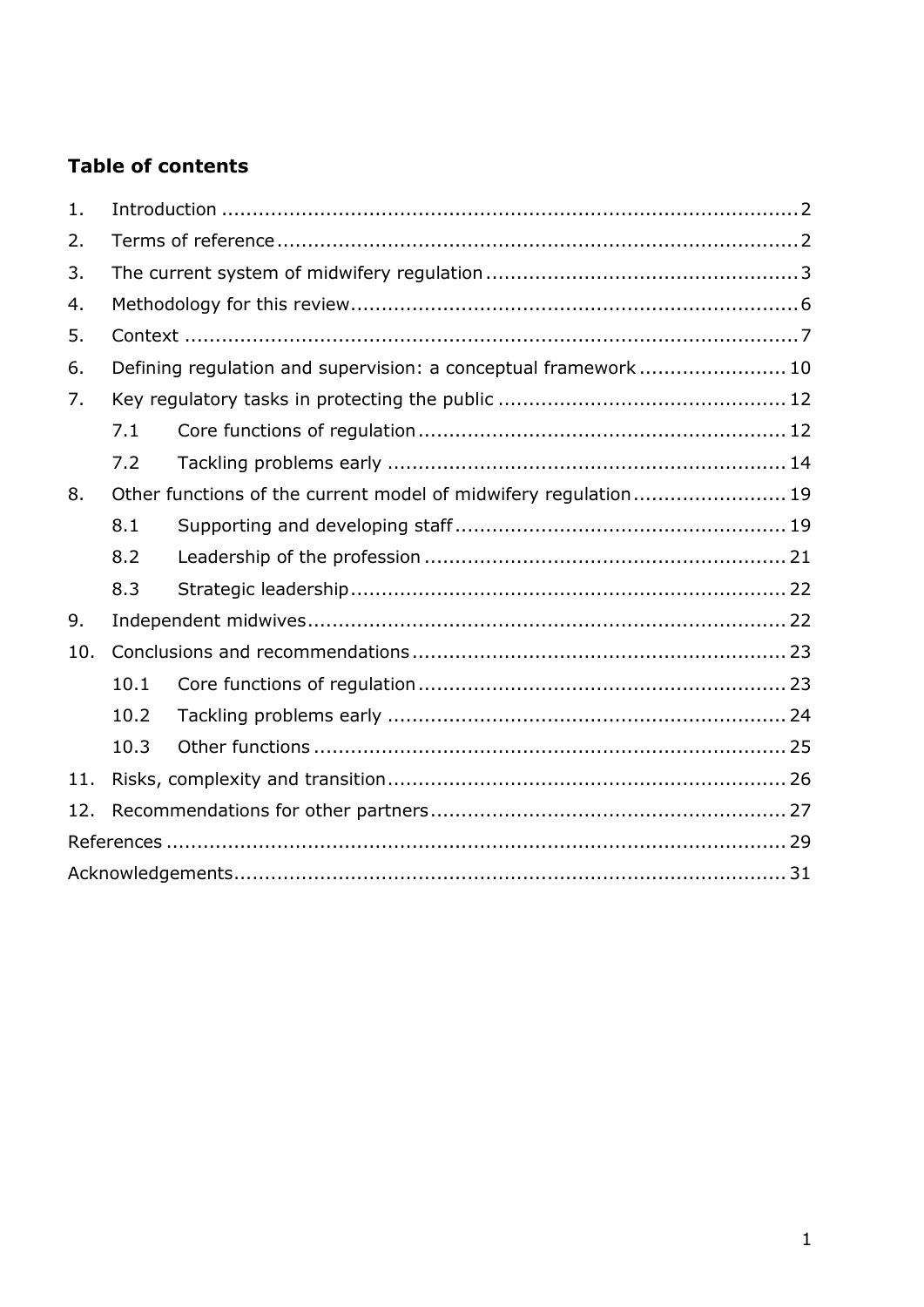## Table of contents

| | | | |
|---|---|---|---|
| 1. | Introduction | | 2 |
| 2. | Terms of reference | | 2 |
| 3. | The current system of midwifery regulation | | 3 |
| 4. | Methodology for this review | | 6 |
| 5. | Context | | 7 |
| 6. | Defining regulation and supervision: a conceptual framework | | 10 |
| 7. | Key regulatory tasks in protecting the public | | 12 |
| | 7.1 | Core functions of regulation | 12 |
| | 7.2 | Tackling problems early | 14 |
| 8. | Other functions of the current model of midwifery regulation | | 19 |
| | 8.1 | Supporting and developing staff | 19 |
| | 8.2 | Leadership of the profession | 21 |
| | 8.3 | Strategic leadership | 22 |
| 9. | Independent midwives | | 22 |
| 10. | Conclusions and recommendations | | 23 |
| | 10.1 | Core functions of regulation | 23 |
| | 10.2 | Tackling problems early | 24 |
| | 10.3 | Other functions | 25 |
| 11. | Risks, complexity and transition | | 26 |
| 12. | Recommendations for other partners | | 27 |
| References | | | 29 |
| Acknowledgements | | | 31 |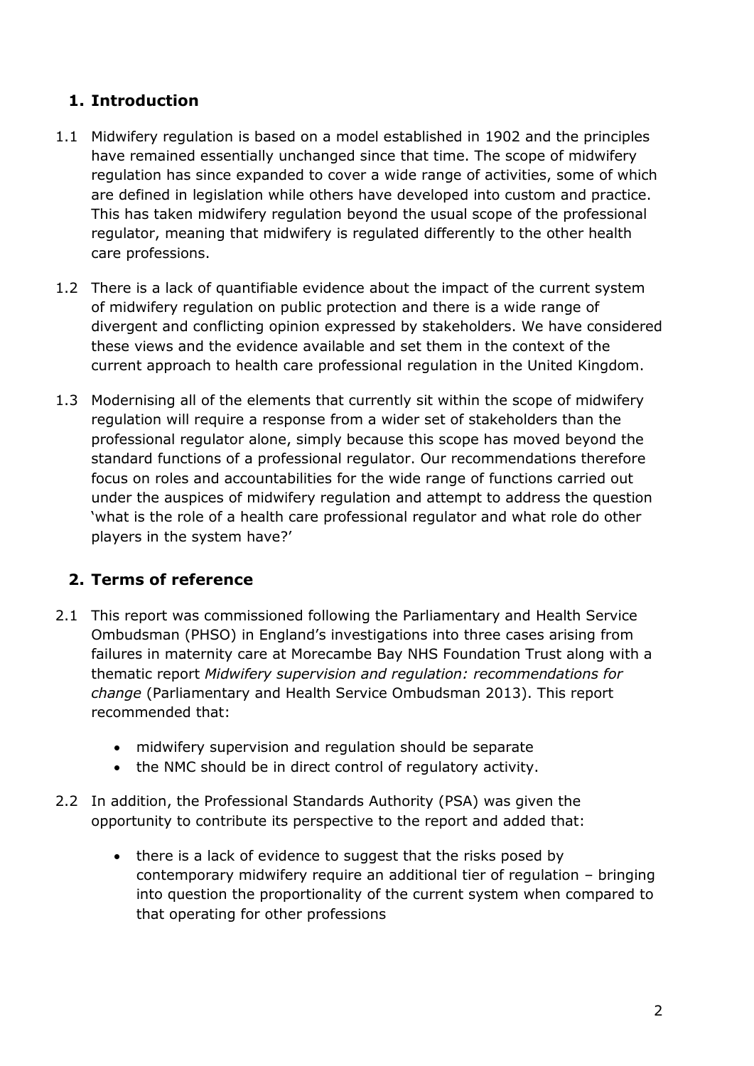## 1. Introduction

1.1 Midwifery regulation is based on a model established in 1902 and the principles have remained essentially unchanged since that time. The scope of midwifery regulation has since expanded to cover a wide range of activities, some of which are defined in legislation while others have developed into custom and practice. This has taken midwifery regulation beyond the usual scope of the professional regulator, meaning that midwifery is regulated differently to the other health care professions.

1.2 There is a lack of quantifiable evidence about the impact of the current system of midwifery regulation on public protection and there is a wide range of divergent and conflicting opinion expressed by stakeholders. We have considered these views and the evidence available and set them in the context of the current approach to health care professional regulation in the United Kingdom.

1.3 Modernising all of the elements that currently sit within the scope of midwifery regulation will require a response from a wider set of stakeholders than the professional regulator alone, simply because this scope has moved beyond the standard functions of a professional regulator. Our recommendations therefore focus on roles and accountabilities for the wide range of functions carried out under the auspices of midwifery regulation and attempt to address the question 'what is the role of a health care professional regulator and what role do other players in the system have?'

## 2. Terms of reference

2.1 This report was commissioned following the Parliamentary and Health Service Ombudsman (PHSO) in England's investigations into three cases arising from failures in maternity care at Morecambe Bay NHS Foundation Trust along with a thematic report *Midwifery supervision and regulation: recommendations for change* (Parliamentary and Health Service Ombudsman 2013). This report recommended that:

- midwifery supervision and regulation should be separate
- the NMC should be in direct control of regulatory activity.

2.2 In addition, the Professional Standards Authority (PSA) was given the opportunity to contribute its perspective to the report and added that:

- there is a lack of evidence to suggest that the risks posed by contemporary midwifery require an additional tier of regulation – bringing into question the proportionality of the current system when compared to that operating for other professions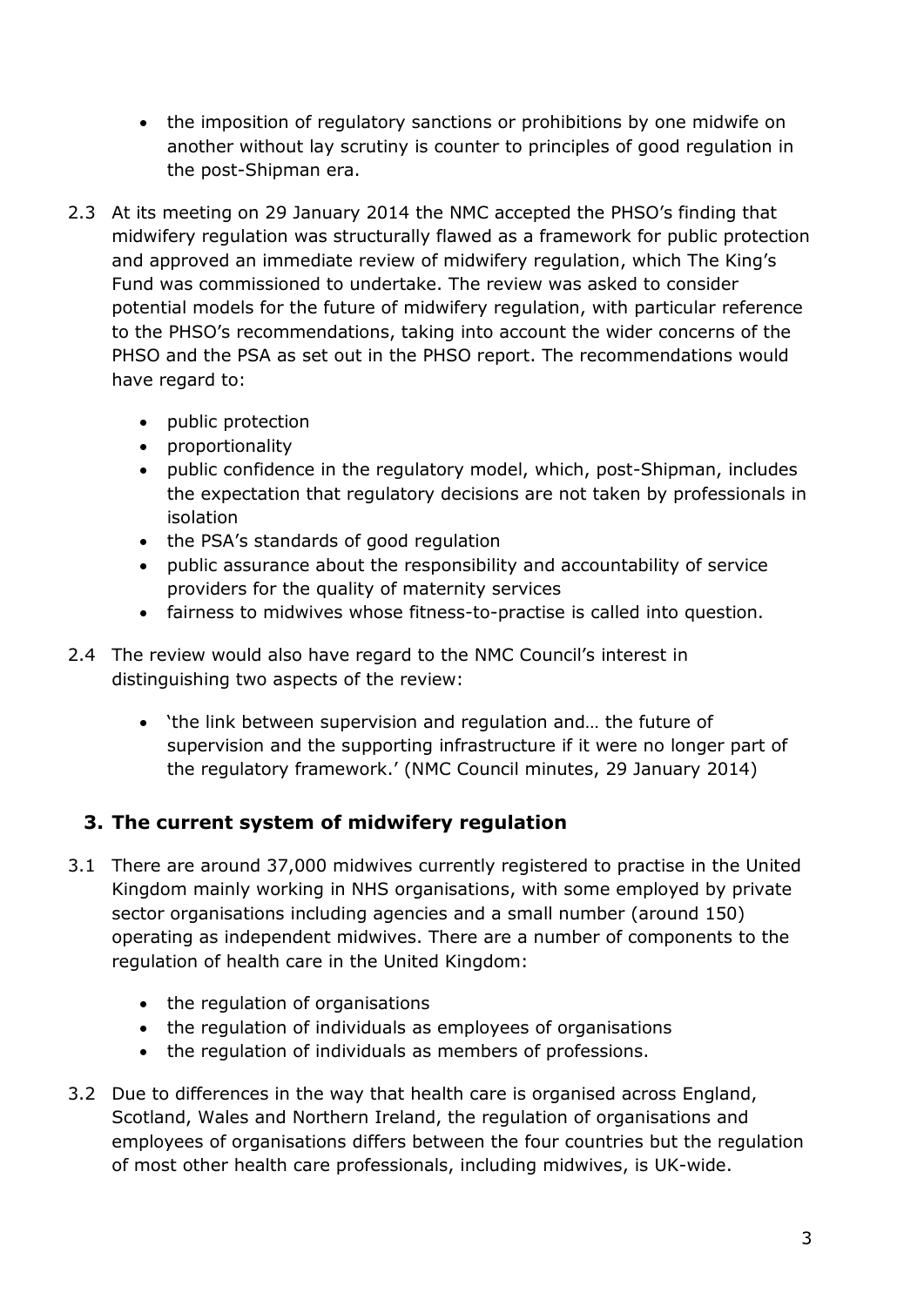- the imposition of regulatory sanctions or prohibitions by one midwife on another without lay scrutiny is counter to principles of good regulation in the post-Shipman era.

2.3 At its meeting on 29 January 2014 the NMC accepted the PHSO's finding that midwifery regulation was structurally flawed as a framework for public protection and approved an immediate review of midwifery regulation, which The King's Fund was commissioned to undertake. The review was asked to consider potential models for the future of midwifery regulation, with particular reference to the PHSO's recommendations, taking into account the wider concerns of the PHSO and the PSA as set out in the PHSO report. The recommendations would have regard to:

- public protection
- proportionality
- public confidence in the regulatory model, which, post-Shipman, includes the expectation that regulatory decisions are not taken by professionals in isolation
- the PSA's standards of good regulation
- public assurance about the responsibility and accountability of service providers for the quality of maternity services
- fairness to midwives whose fitness-to-practise is called into question.

2.4 The review would also have regard to the NMC Council's interest in distinguishing two aspects of the review:

- 'the link between supervision and regulation and… the future of supervision and the supporting infrastructure if it were no longer part of the regulatory framework.' (NMC Council minutes, 29 January 2014)

## 3. The current system of midwifery regulation

3.1 There are around 37,000 midwives currently registered to practise in the United Kingdom mainly working in NHS organisations, with some employed by private sector organisations including agencies and a small number (around 150) operating as independent midwives. There are a number of components to the regulation of health care in the United Kingdom:

- the regulation of organisations
- the regulation of individuals as employees of organisations
- the regulation of individuals as members of professions.

3.2 Due to differences in the way that health care is organised across England, Scotland, Wales and Northern Ireland, the regulation of organisations and employees of organisations differs between the four countries but the regulation of most other health care professionals, including midwives, is UK-wide.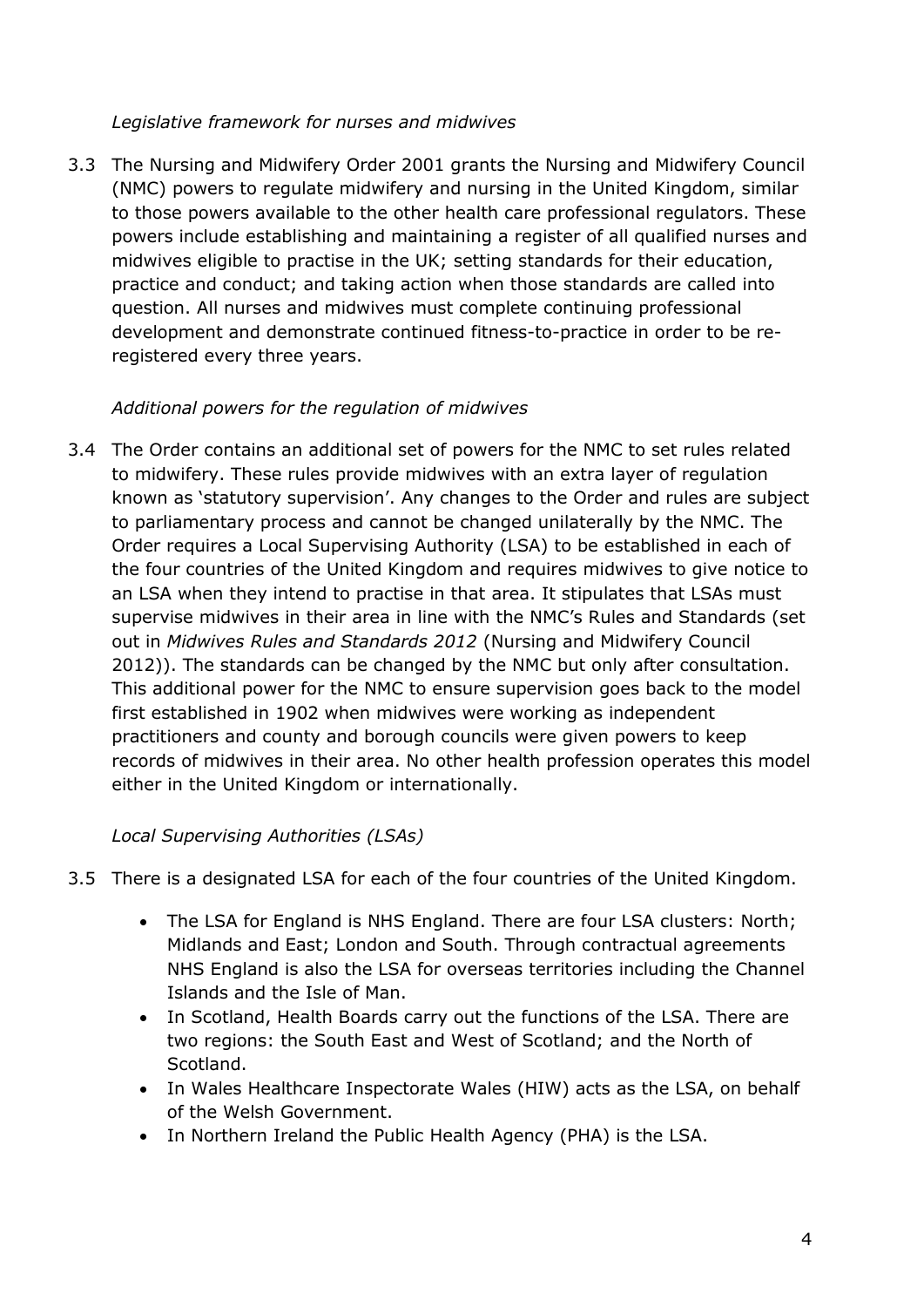*Legislative framework for nurses and midwives*

3.3 The Nursing and Midwifery Order 2001 grants the Nursing and Midwifery Council (NMC) powers to regulate midwifery and nursing in the United Kingdom, similar to those powers available to the other health care professional regulators. These powers include establishing and maintaining a register of all qualified nurses and midwives eligible to practise in the UK; setting standards for their education, practice and conduct; and taking action when those standards are called into question. All nurses and midwives must complete continuing professional development and demonstrate continued fitness-to-practice in order to be re-registered every three years.

*Additional powers for the regulation of midwives*

3.4 The Order contains an additional set of powers for the NMC to set rules related to midwifery. These rules provide midwives with an extra layer of regulation known as 'statutory supervision'. Any changes to the Order and rules are subject to parliamentary process and cannot be changed unilaterally by the NMC. The Order requires a Local Supervising Authority (LSA) to be established in each of the four countries of the United Kingdom and requires midwives to give notice to an LSA when they intend to practise in that area. It stipulates that LSAs must supervise midwives in their area in line with the NMC's Rules and Standards (set out in *Midwives Rules and Standards 2012* (Nursing and Midwifery Council 2012)). The standards can be changed by the NMC but only after consultation. This additional power for the NMC to ensure supervision goes back to the model first established in 1902 when midwives were working as independent practitioners and county and borough councils were given powers to keep records of midwives in their area. No other health profession operates this model either in the United Kingdom or internationally.

*Local Supervising Authorities (LSAs)*

3.5 There is a designated LSA for each of the four countries of the United Kingdom.

- The LSA for England is NHS England. There are four LSA clusters: North; Midlands and East; London and South. Through contractual agreements NHS England is also the LSA for overseas territories including the Channel Islands and the Isle of Man.
- In Scotland, Health Boards carry out the functions of the LSA. There are two regions: the South East and West of Scotland; and the North of Scotland.
- In Wales Healthcare Inspectorate Wales (HIW) acts as the LSA, on behalf of the Welsh Government.
- In Northern Ireland the Public Health Agency (PHA) is the LSA.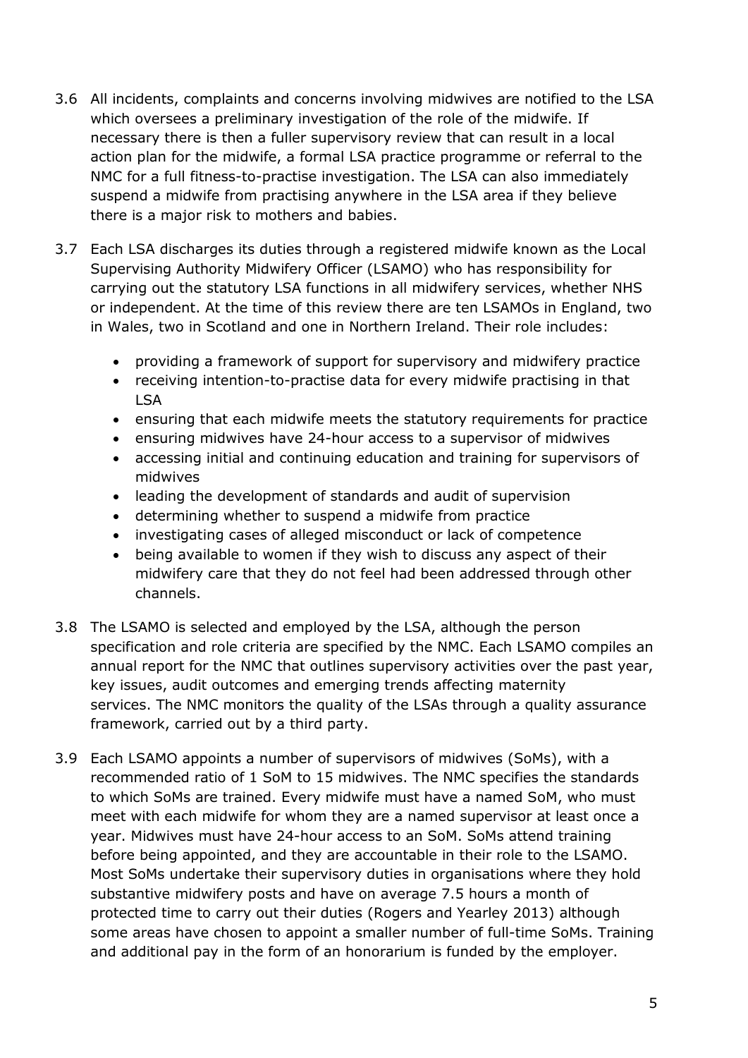3.6 All incidents, complaints and concerns involving midwives are notified to the LSA which oversees a preliminary investigation of the role of the midwife. If necessary there is then a fuller supervisory review that can result in a local action plan for the midwife, a formal LSA practice programme or referral to the NMC for a full fitness-to-practise investigation. The LSA can also immediately suspend a midwife from practising anywhere in the LSA area if they believe there is a major risk to mothers and babies.

3.7 Each LSA discharges its duties through a registered midwife known as the Local Supervising Authority Midwifery Officer (LSAMO) who has responsibility for carrying out the statutory LSA functions in all midwifery services, whether NHS or independent. At the time of this review there are ten LSAMOs in England, two in Wales, two in Scotland and one in Northern Ireland. Their role includes:

- providing a framework of support for supervisory and midwifery practice
- receiving intention-to-practise data for every midwife practising in that LSA
- ensuring that each midwife meets the statutory requirements for practice
- ensuring midwives have 24-hour access to a supervisor of midwives
- accessing initial and continuing education and training for supervisors of midwives
- leading the development of standards and audit of supervision
- determining whether to suspend a midwife from practice
- investigating cases of alleged misconduct or lack of competence
- being available to women if they wish to discuss any aspect of their midwifery care that they do not feel had been addressed through other channels.

3.8 The LSAMO is selected and employed by the LSA, although the person specification and role criteria are specified by the NMC. Each LSAMO compiles an annual report for the NMC that outlines supervisory activities over the past year, key issues, audit outcomes and emerging trends affecting maternity services. The NMC monitors the quality of the LSAs through a quality assurance framework, carried out by a third party.

3.9 Each LSAMO appoints a number of supervisors of midwives (SoMs), with a recommended ratio of 1 SoM to 15 midwives. The NMC specifies the standards to which SoMs are trained. Every midwife must have a named SoM, who must meet with each midwife for whom they are a named supervisor at least once a year. Midwives must have 24-hour access to an SoM. SoMs attend training before being appointed, and they are accountable in their role to the LSAMO. Most SoMs undertake their supervisory duties in organisations where they hold substantive midwifery posts and have on average 7.5 hours a month of protected time to carry out their duties (Rogers and Yearley 2013) although some areas have chosen to appoint a smaller number of full-time SoMs. Training and additional pay in the form of an honorarium is funded by the employer.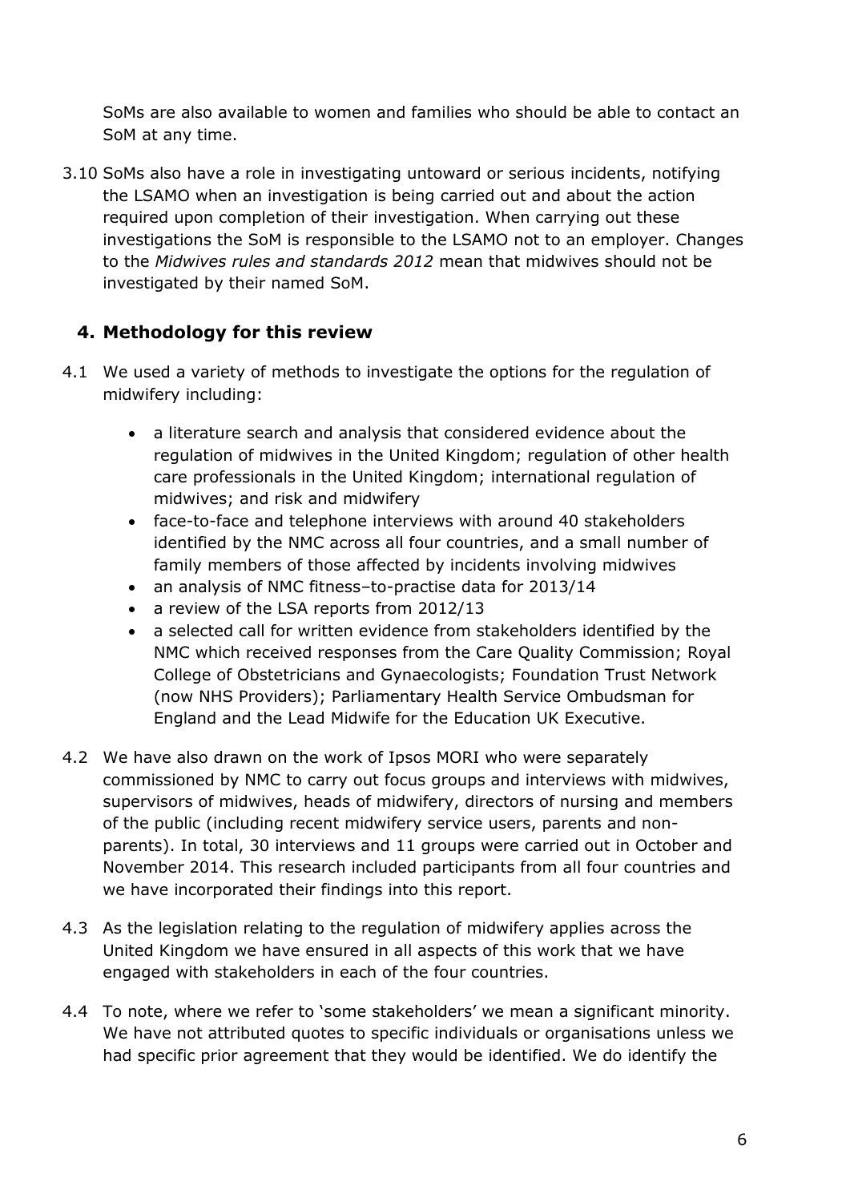SoMs are also available to women and families who should be able to contact an SoM at any time.

3.10 SoMs also have a role in investigating untoward or serious incidents, notifying the LSAMO when an investigation is being carried out and about the action required upon completion of their investigation. When carrying out these investigations the SoM is responsible to the LSAMO not to an employer. Changes to the *Midwives rules and standards 2012* mean that midwives should not be investigated by their named SoM.

## 4. Methodology for this review

4.1 We used a variety of methods to investigate the options for the regulation of midwifery including:

- a literature search and analysis that considered evidence about the regulation of midwives in the United Kingdom; regulation of other health care professionals in the United Kingdom; international regulation of midwives; and risk and midwifery
- face-to-face and telephone interviews with around 40 stakeholders identified by the NMC across all four countries, and a small number of family members of those affected by incidents involving midwives
- an analysis of NMC fitness–to-practise data for 2013/14
- a review of the LSA reports from 2012/13
- a selected call for written evidence from stakeholders identified by the NMC which received responses from the Care Quality Commission; Royal College of Obstetricians and Gynaecologists; Foundation Trust Network (now NHS Providers); Parliamentary Health Service Ombudsman for England and the Lead Midwife for the Education UK Executive.

4.2 We have also drawn on the work of Ipsos MORI who were separately commissioned by NMC to carry out focus groups and interviews with midwives, supervisors of midwives, heads of midwifery, directors of nursing and members of the public (including recent midwifery service users, parents and non-parents). In total, 30 interviews and 11 groups were carried out in October and November 2014. This research included participants from all four countries and we have incorporated their findings into this report.

4.3 As the legislation relating to the regulation of midwifery applies across the United Kingdom we have ensured in all aspects of this work that we have engaged with stakeholders in each of the four countries.

4.4 To note, where we refer to 'some stakeholders' we mean a significant minority. We have not attributed quotes to specific individuals or organisations unless we had specific prior agreement that they would be identified. We do identify the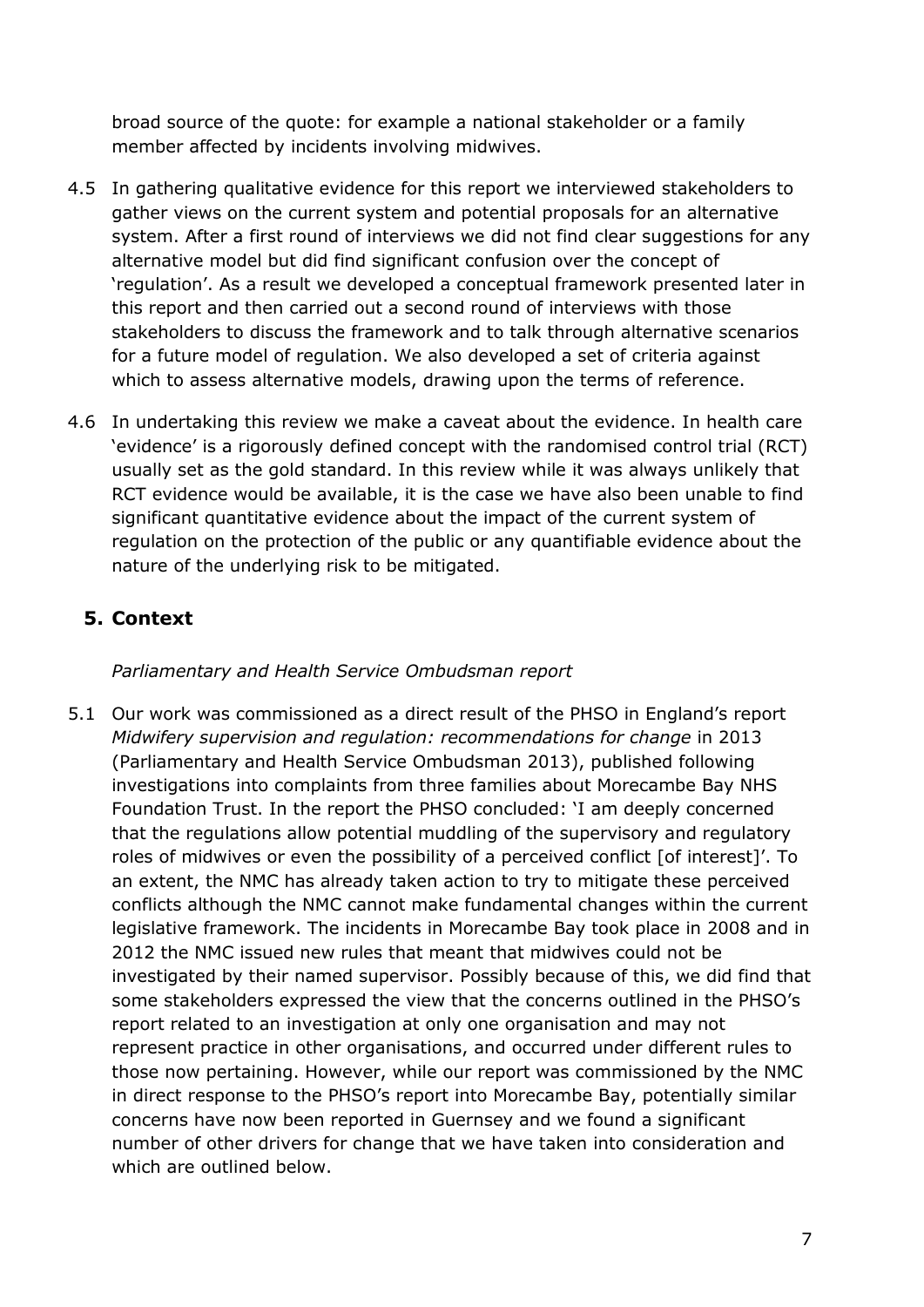broad source of the quote: for example a national stakeholder or a family member affected by incidents involving midwives.

4.5 In gathering qualitative evidence for this report we interviewed stakeholders to gather views on the current system and potential proposals for an alternative system. After a first round of interviews we did not find clear suggestions for any alternative model but did find significant confusion over the concept of 'regulation'. As a result we developed a conceptual framework presented later in this report and then carried out a second round of interviews with those stakeholders to discuss the framework and to talk through alternative scenarios for a future model of regulation. We also developed a set of criteria against which to assess alternative models, drawing upon the terms of reference.

4.6 In undertaking this review we make a caveat about the evidence. In health care 'evidence' is a rigorously defined concept with the randomised control trial (RCT) usually set as the gold standard. In this review while it was always unlikely that RCT evidence would be available, it is the case we have also been unable to find significant quantitative evidence about the impact of the current system of regulation on the protection of the public or any quantifiable evidence about the nature of the underlying risk to be mitigated.

## 5. Context

*Parliamentary and Health Service Ombudsman report*

5.1 Our work was commissioned as a direct result of the PHSO in England's report *Midwifery supervision and regulation: recommendations for change* in 2013 (Parliamentary and Health Service Ombudsman 2013), published following investigations into complaints from three families about Morecambe Bay NHS Foundation Trust. In the report the PHSO concluded: 'I am deeply concerned that the regulations allow potential muddling of the supervisory and regulatory roles of midwives or even the possibility of a perceived conflict [of interest]'. To an extent, the NMC has already taken action to try to mitigate these perceived conflicts although the NMC cannot make fundamental changes within the current legislative framework. The incidents in Morecambe Bay took place in 2008 and in 2012 the NMC issued new rules that meant that midwives could not be investigated by their named supervisor. Possibly because of this, we did find that some stakeholders expressed the view that the concerns outlined in the PHSO's report related to an investigation at only one organisation and may not represent practice in other organisations, and occurred under different rules to those now pertaining. However, while our report was commissioned by the NMC in direct response to the PHSO's report into Morecambe Bay, potentially similar concerns have now been reported in Guernsey and we found a significant number of other drivers for change that we have taken into consideration and which are outlined below.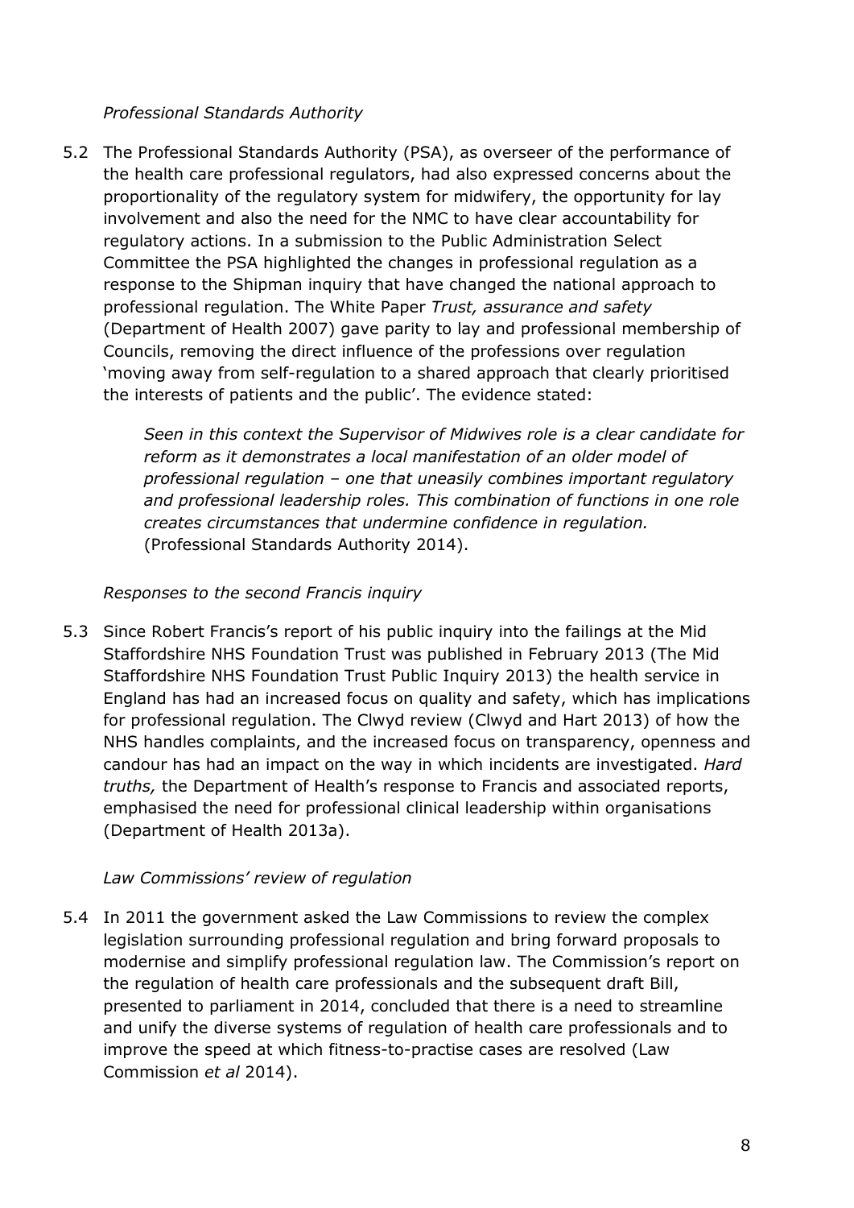*Professional Standards Authority*

5.2 The Professional Standards Authority (PSA), as overseer of the performance of the health care professional regulators, had also expressed concerns about the proportionality of the regulatory system for midwifery, the opportunity for lay involvement and also the need for the NMC to have clear accountability for regulatory actions. In a submission to the Public Administration Select Committee the PSA highlighted the changes in professional regulation as a response to the Shipman inquiry that have changed the national approach to professional regulation. The White Paper *Trust, assurance and safety* (Department of Health 2007) gave parity to lay and professional membership of Councils, removing the direct influence of the professions over regulation 'moving away from self-regulation to a shared approach that clearly prioritised the interests of patients and the public'. The evidence stated:

> *Seen in this context the Supervisor of Midwives role is a clear candidate for reform as it demonstrates a local manifestation of an older model of professional regulation – one that uneasily combines important regulatory and professional leadership roles. This combination of functions in one role creates circumstances that undermine confidence in regulation.* (Professional Standards Authority 2014).

*Responses to the second Francis inquiry*

5.3 Since Robert Francis's report of his public inquiry into the failings at the Mid Staffordshire NHS Foundation Trust was published in February 2013 (The Mid Staffordshire NHS Foundation Trust Public Inquiry 2013) the health service in England has had an increased focus on quality and safety, which has implications for professional regulation. The Clwyd review (Clwyd and Hart 2013) of how the NHS handles complaints, and the increased focus on transparency, openness and candour has had an impact on the way in which incidents are investigated. *Hard truths,* the Department of Health's response to Francis and associated reports, emphasised the need for professional clinical leadership within organisations (Department of Health 2013a).

*Law Commissions' review of regulation*

5.4 In 2011 the government asked the Law Commissions to review the complex legislation surrounding professional regulation and bring forward proposals to modernise and simplify professional regulation law. The Commission's report on the regulation of health care professionals and the subsequent draft Bill, presented to parliament in 2014, concluded that there is a need to streamline and unify the diverse systems of regulation of health care professionals and to improve the speed at which fitness-to-practise cases are resolved (Law Commission *et al* 2014).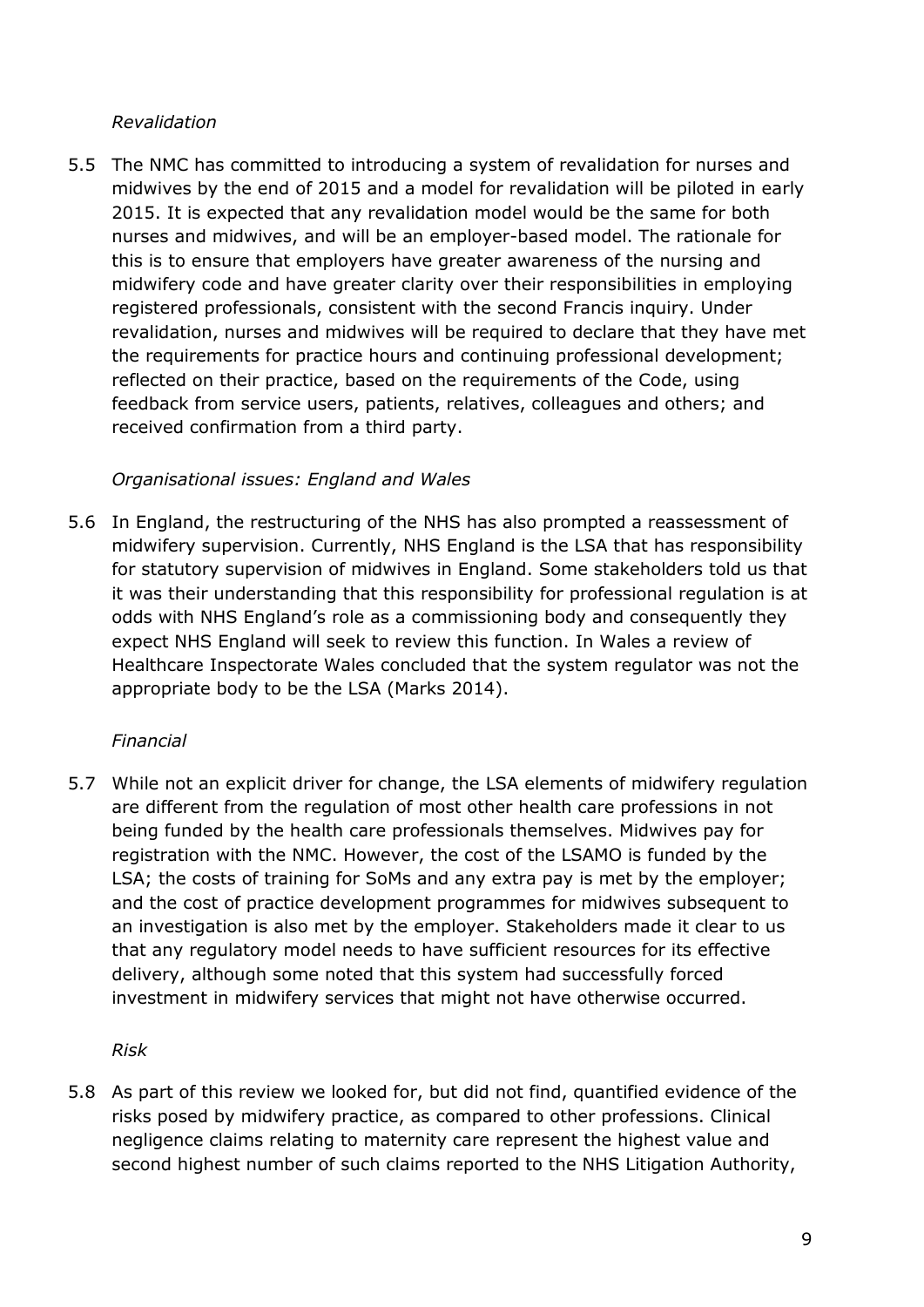*Revalidation*

5.5 The NMC has committed to introducing a system of revalidation for nurses and midwives by the end of 2015 and a model for revalidation will be piloted in early 2015. It is expected that any revalidation model would be the same for both nurses and midwives, and will be an employer-based model. The rationale for this is to ensure that employers have greater awareness of the nursing and midwifery code and have greater clarity over their responsibilities in employing registered professionals, consistent with the second Francis inquiry. Under revalidation, nurses and midwives will be required to declare that they have met the requirements for practice hours and continuing professional development; reflected on their practice, based on the requirements of the Code, using feedback from service users, patients, relatives, colleagues and others; and received confirmation from a third party.

*Organisational issues: England and Wales*

5.6 In England, the restructuring of the NHS has also prompted a reassessment of midwifery supervision. Currently, NHS England is the LSA that has responsibility for statutory supervision of midwives in England. Some stakeholders told us that it was their understanding that this responsibility for professional regulation is at odds with NHS England's role as a commissioning body and consequently they expect NHS England will seek to review this function. In Wales a review of Healthcare Inspectorate Wales concluded that the system regulator was not the appropriate body to be the LSA (Marks 2014).

*Financial*

5.7 While not an explicit driver for change, the LSA elements of midwifery regulation are different from the regulation of most other health care professions in not being funded by the health care professionals themselves. Midwives pay for registration with the NMC. However, the cost of the LSAMO is funded by the LSA; the costs of training for SoMs and any extra pay is met by the employer; and the cost of practice development programmes for midwives subsequent to an investigation is also met by the employer. Stakeholders made it clear to us that any regulatory model needs to have sufficient resources for its effective delivery, although some noted that this system had successfully forced investment in midwifery services that might not have otherwise occurred.

*Risk*

5.8 As part of this review we looked for, but did not find, quantified evidence of the risks posed by midwifery practice, as compared to other professions. Clinical negligence claims relating to maternity care represent the highest value and second highest number of such claims reported to the NHS Litigation Authority,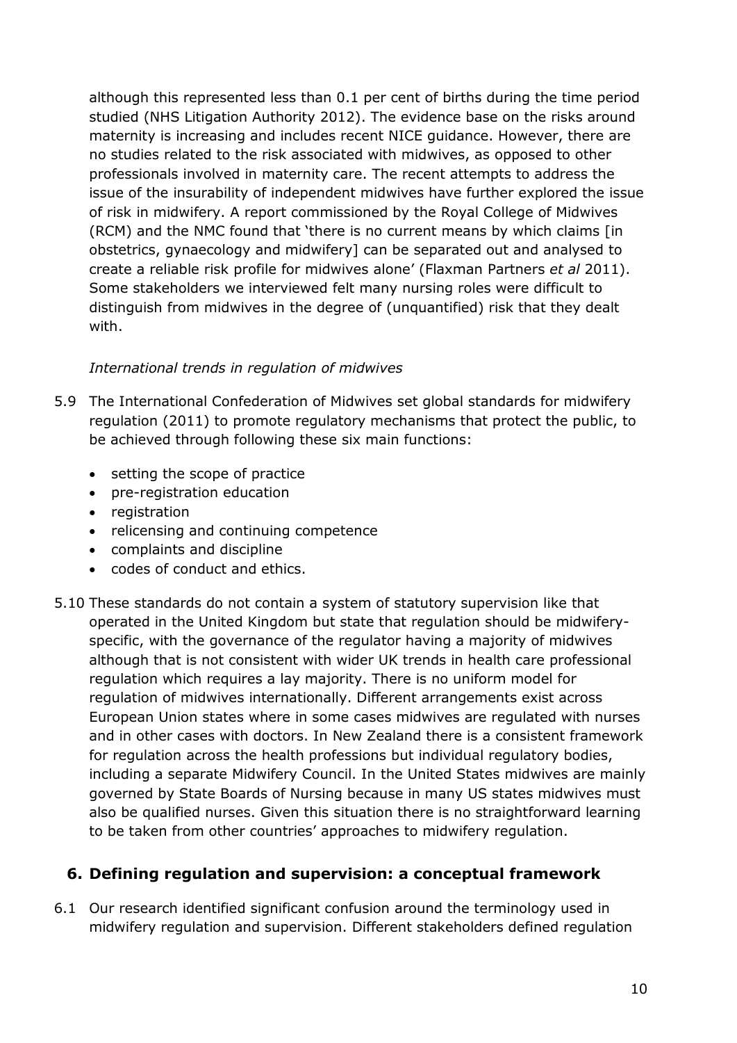although this represented less than 0.1 per cent of births during the time period studied (NHS Litigation Authority 2012). The evidence base on the risks around maternity is increasing and includes recent NICE guidance. However, there are no studies related to the risk associated with midwives, as opposed to other professionals involved in maternity care. The recent attempts to address the issue of the insurability of independent midwives have further explored the issue of risk in midwifery. A report commissioned by the Royal College of Midwives (RCM) and the NMC found that 'there is no current means by which claims [in obstetrics, gynaecology and midwifery] can be separated out and analysed to create a reliable risk profile for midwives alone' (Flaxman Partners *et al* 2011). Some stakeholders we interviewed felt many nursing roles were difficult to distinguish from midwives in the degree of (unquantified) risk that they dealt with.

*International trends in regulation of midwives*

5.9 The International Confederation of Midwives set global standards for midwifery regulation (2011) to promote regulatory mechanisms that protect the public, to be achieved through following these six main functions:

- setting the scope of practice
- pre-registration education
- registration
- relicensing and continuing competence
- complaints and discipline
- codes of conduct and ethics.

5.10 These standards do not contain a system of statutory supervision like that operated in the United Kingdom but state that regulation should be midwifery-specific, with the governance of the regulator having a majority of midwives although that is not consistent with wider UK trends in health care professional regulation which requires a lay majority. There is no uniform model for regulation of midwives internationally. Different arrangements exist across European Union states where in some cases midwives are regulated with nurses and in other cases with doctors. In New Zealand there is a consistent framework for regulation across the health professions but individual regulatory bodies, including a separate Midwifery Council. In the United States midwives are mainly governed by State Boards of Nursing because in many US states midwives must also be qualified nurses. Given this situation there is no straightforward learning to be taken from other countries' approaches to midwifery regulation.

## 6. Defining regulation and supervision: a conceptual framework

6.1 Our research identified significant confusion around the terminology used in midwifery regulation and supervision. Different stakeholders defined regulation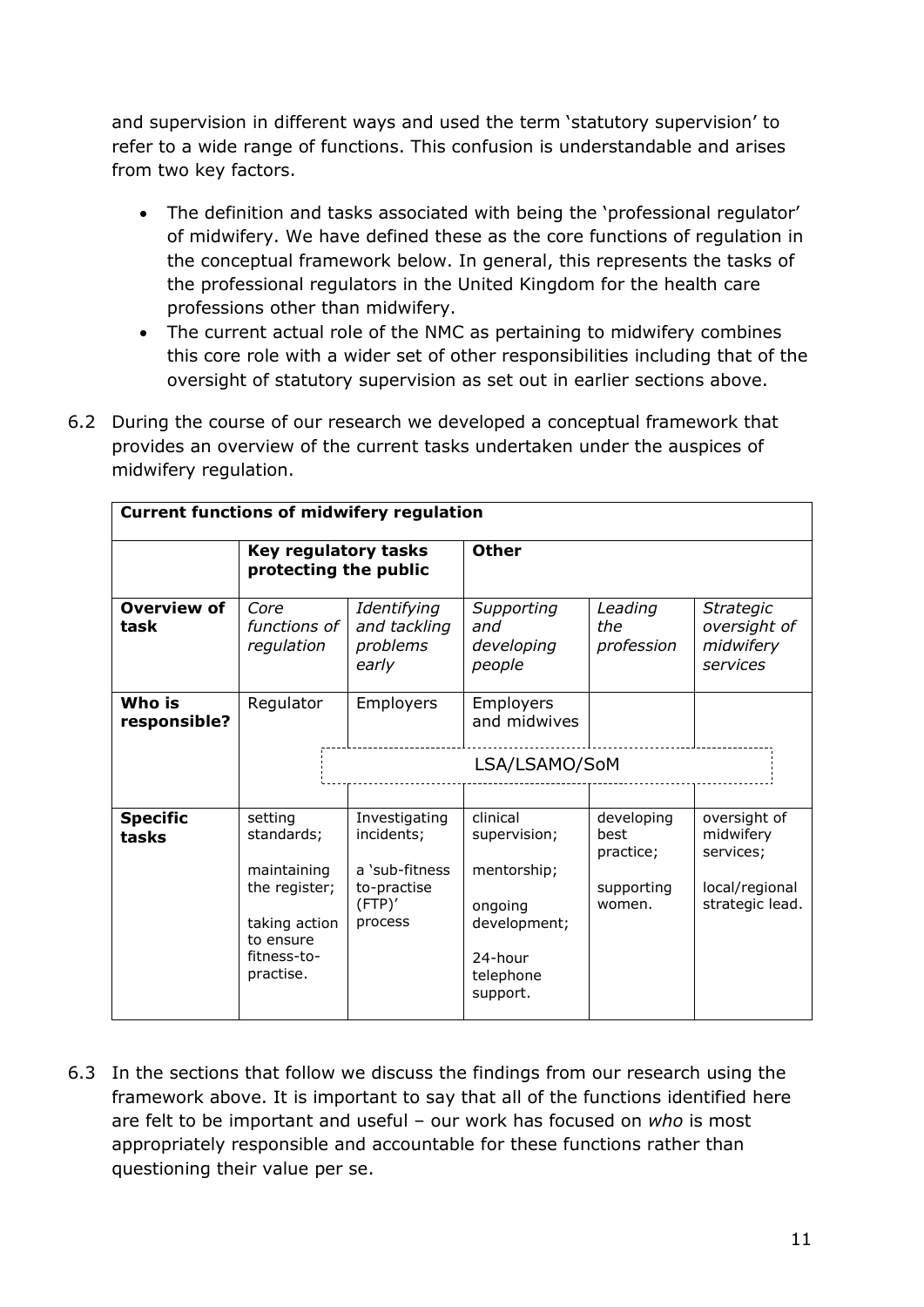and supervision in different ways and used the term 'statutory supervision' to refer to a wide range of functions. This confusion is understandable and arises from two key factors.

- The definition and tasks associated with being the 'professional regulator' of midwifery. We have defined these as the core functions of regulation in the conceptual framework below. In general, this represents the tasks of the professional regulators in the United Kingdom for the health care professions other than midwifery.
- The current actual role of the NMC as pertaining to midwifery combines this core role with a wider set of other responsibilities including that of the oversight of statutory supervision as set out in earlier sections above.

6.2 During the course of our research we developed a conceptual framework that provides an overview of the current tasks undertaken under the auspices of midwifery regulation.

| **Current functions of midwifery regulation** | | | | | |
|---|---|---|---|---|---|
| | **Key regulatory tasks protecting the public** | | **Other** | | |
| **Overview of task** | *Core functions of regulation* | *Identifying and tackling problems early* | *Supporting and developing people* | *Leading the profession* | *Strategic oversight of midwifery services* |
| **Who is responsible?** | Regulator | Employers | Employers and midwives | | |
| | | LSA/LSAMO/SoM | | | |
| **Specific tasks** | setting standards; maintaining the register; taking action to ensure fitness-to-practise. | Investigating incidents; a 'sub-fitness to-practise (FTP)' process | clinical supervision; mentorship; ongoing development; 24-hour telephone support. | developing best practice; supporting women. | oversight of midwifery services; local/regional strategic lead. |

6.3 In the sections that follow we discuss the findings from our research using the framework above. It is important to say that all of the functions identified here are felt to be important and useful – our work has focused on *who* is most appropriately responsible and accountable for these functions rather than questioning their value per se.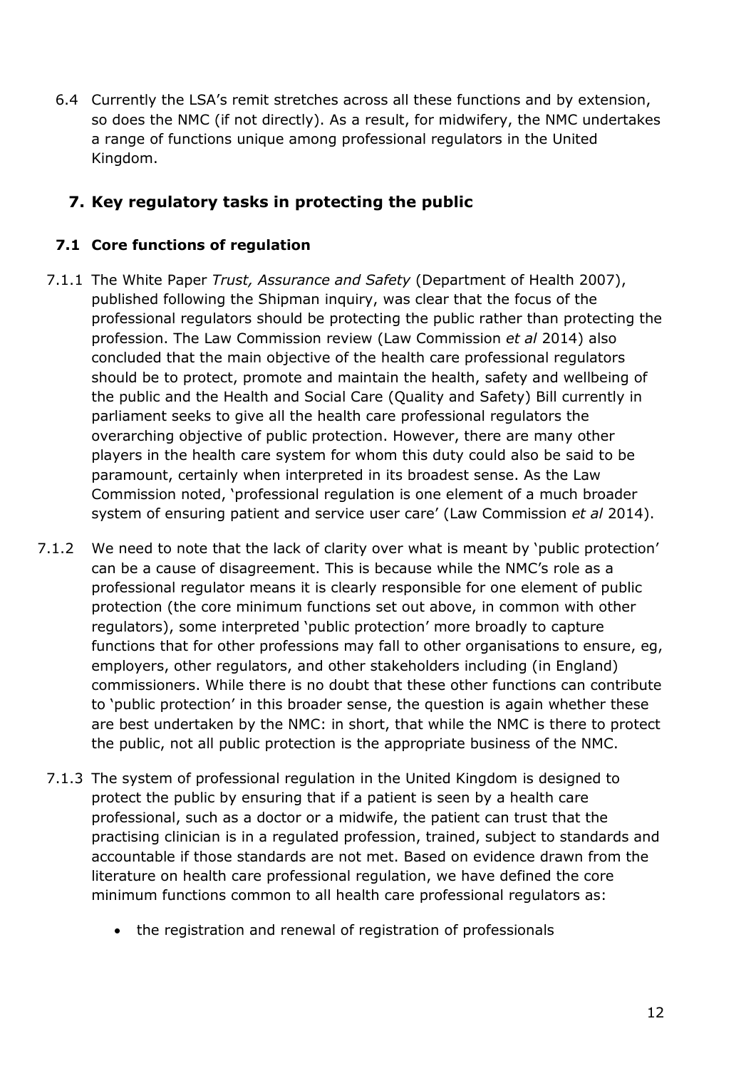6.4 Currently the LSA's remit stretches across all these functions and by extension, so does the NMC (if not directly). As a result, for midwifery, the NMC undertakes a range of functions unique among professional regulators in the United Kingdom.

## 7. Key regulatory tasks in protecting the public

### 7.1 Core functions of regulation

7.1.1 The White Paper *Trust, Assurance and Safety* (Department of Health 2007), published following the Shipman inquiry, was clear that the focus of the professional regulators should be protecting the public rather than protecting the profession. The Law Commission review (Law Commission *et al* 2014) also concluded that the main objective of the health care professional regulators should be to protect, promote and maintain the health, safety and wellbeing of the public and the Health and Social Care (Quality and Safety) Bill currently in parliament seeks to give all the health care professional regulators the overarching objective of public protection. However, there are many other players in the health care system for whom this duty could also be said to be paramount, certainly when interpreted in its broadest sense. As the Law Commission noted, 'professional regulation is one element of a much broader system of ensuring patient and service user care' (Law Commission *et al* 2014).

7.1.2 We need to note that the lack of clarity over what is meant by 'public protection' can be a cause of disagreement. This is because while the NMC's role as a professional regulator means it is clearly responsible for one element of public protection (the core minimum functions set out above, in common with other regulators), some interpreted 'public protection' more broadly to capture functions that for other professions may fall to other organisations to ensure, eg, employers, other regulators, and other stakeholders including (in England) commissioners. While there is no doubt that these other functions can contribute to 'public protection' in this broader sense, the question is again whether these are best undertaken by the NMC: in short, that while the NMC is there to protect the public, not all public protection is the appropriate business of the NMC.

7.1.3 The system of professional regulation in the United Kingdom is designed to protect the public by ensuring that if a patient is seen by a health care professional, such as a doctor or a midwife, the patient can trust that the practising clinician is in a regulated profession, trained, subject to standards and accountable if those standards are not met. Based on evidence drawn from the literature on health care professional regulation, we have defined the core minimum functions common to all health care professional regulators as:

- the registration and renewal of registration of professionals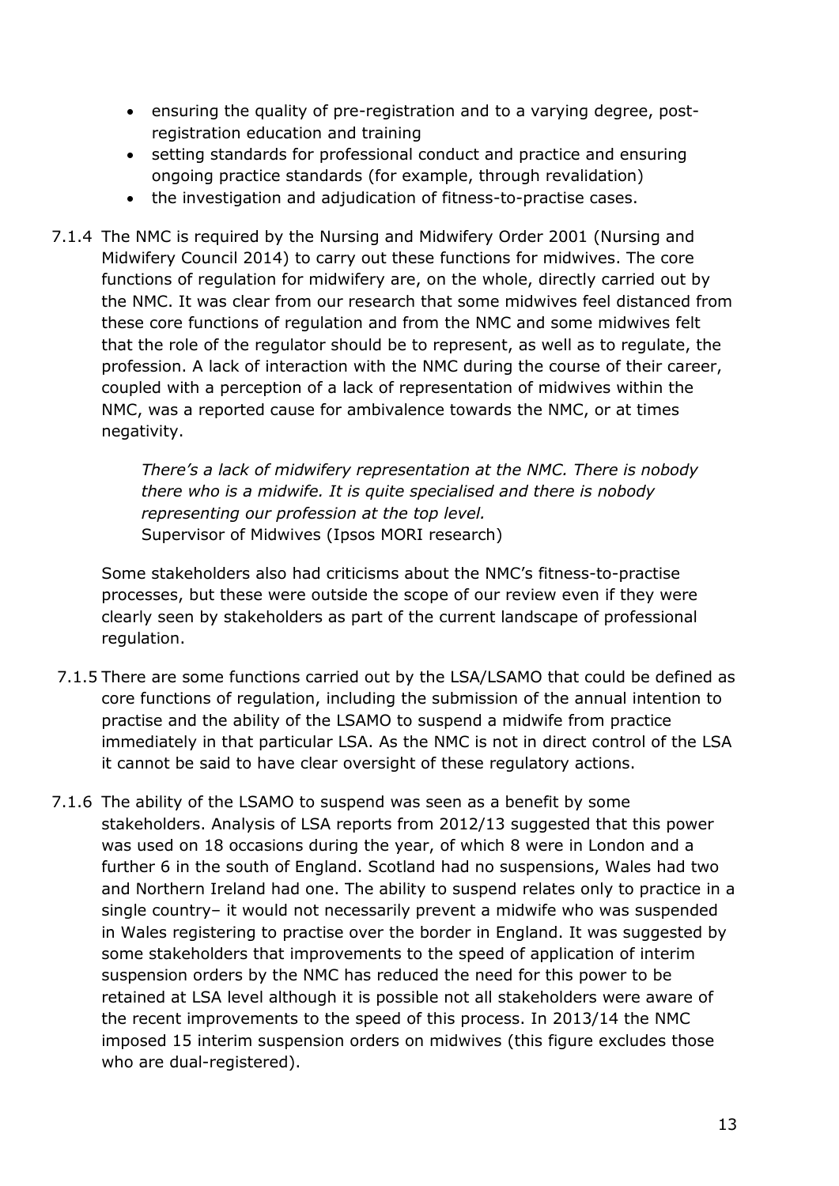- ensuring the quality of pre-registration and to a varying degree, post-registration education and training
- setting standards for professional conduct and practice and ensuring ongoing practice standards (for example, through revalidation)
- the investigation and adjudication of fitness-to-practise cases.

7.1.4 The NMC is required by the Nursing and Midwifery Order 2001 (Nursing and Midwifery Council 2014) to carry out these functions for midwives. The core functions of regulation for midwifery are, on the whole, directly carried out by the NMC. It was clear from our research that some midwives feel distanced from these core functions of regulation and from the NMC and some midwives felt that the role of the regulator should be to represent, as well as to regulate, the profession. A lack of interaction with the NMC during the course of their career, coupled with a perception of a lack of representation of midwives within the NMC, was a reported cause for ambivalence towards the NMC, or at times negativity.

> *There's a lack of midwifery representation at the NMC. There is nobody there who is a midwife. It is quite specialised and there is nobody representing our profession at the top level.*
> Supervisor of Midwives (Ipsos MORI research)

Some stakeholders also had criticisms about the NMC's fitness-to-practise processes, but these were outside the scope of our review even if they were clearly seen by stakeholders as part of the current landscape of professional regulation.

7.1.5 There are some functions carried out by the LSA/LSAMO that could be defined as core functions of regulation, including the submission of the annual intention to practise and the ability of the LSAMO to suspend a midwife from practice immediately in that particular LSA. As the NMC is not in direct control of the LSA it cannot be said to have clear oversight of these regulatory actions.

7.1.6 The ability of the LSAMO to suspend was seen as a benefit by some stakeholders. Analysis of LSA reports from 2012/13 suggested that this power was used on 18 occasions during the year, of which 8 were in London and a further 6 in the south of England. Scotland had no suspensions, Wales had two and Northern Ireland had one. The ability to suspend relates only to practice in a single country– it would not necessarily prevent a midwife who was suspended in Wales registering to practise over the border in England. It was suggested by some stakeholders that improvements to the speed of application of interim suspension orders by the NMC has reduced the need for this power to be retained at LSA level although it is possible not all stakeholders were aware of the recent improvements to the speed of this process. In 2013/14 the NMC imposed 15 interim suspension orders on midwives (this figure excludes those who are dual-registered).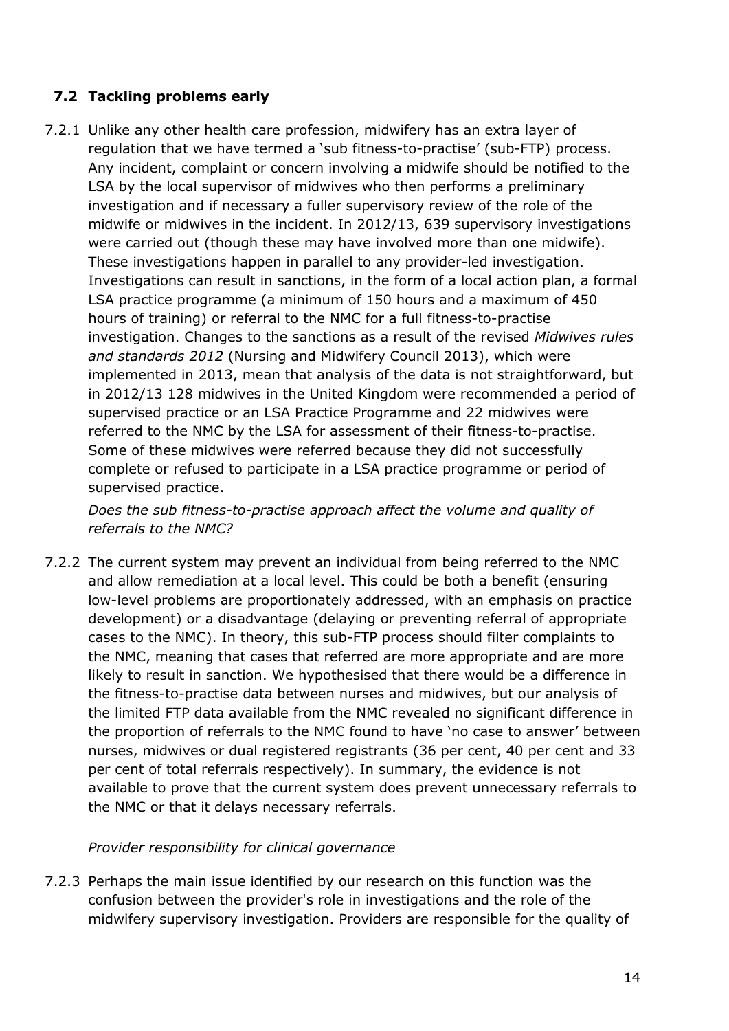### 7.2 Tackling problems early

7.2.1 Unlike any other health care profession, midwifery has an extra layer of regulation that we have termed a 'sub fitness-to-practise' (sub-FTP) process. Any incident, complaint or concern involving a midwife should be notified to the LSA by the local supervisor of midwives who then performs a preliminary investigation and if necessary a fuller supervisory review of the role of the midwife or midwives in the incident. In 2012/13, 639 supervisory investigations were carried out (though these may have involved more than one midwife). These investigations happen in parallel to any provider-led investigation. Investigations can result in sanctions, in the form of a local action plan, a formal LSA practice programme (a minimum of 150 hours and a maximum of 450 hours of training) or referral to the NMC for a full fitness-to-practise investigation. Changes to the sanctions as a result of the revised *Midwives rules and standards 2012* (Nursing and Midwifery Council 2013), which were implemented in 2013, mean that analysis of the data is not straightforward, but in 2012/13 128 midwives in the United Kingdom were recommended a period of supervised practice or an LSA Practice Programme and 22 midwives were referred to the NMC by the LSA for assessment of their fitness-to-practise. Some of these midwives were referred because they did not successfully complete or refused to participate in a LSA practice programme or period of supervised practice.

*Does the sub fitness-to-practise approach affect the volume and quality of referrals to the NMC?*

7.2.2 The current system may prevent an individual from being referred to the NMC and allow remediation at a local level. This could be both a benefit (ensuring low-level problems are proportionately addressed, with an emphasis on practice development) or a disadvantage (delaying or preventing referral of appropriate cases to the NMC). In theory, this sub-FTP process should filter complaints to the NMC, meaning that cases that referred are more appropriate and are more likely to result in sanction. We hypothesised that there would be a difference in the fitness-to-practise data between nurses and midwives, but our analysis of the limited FTP data available from the NMC revealed no significant difference in the proportion of referrals to the NMC found to have 'no case to answer' between nurses, midwives or dual registered registrants (36 per cent, 40 per cent and 33 per cent of total referrals respectively). In summary, the evidence is not available to prove that the current system does prevent unnecessary referrals to the NMC or that it delays necessary referrals.

*Provider responsibility for clinical governance*

7.2.3 Perhaps the main issue identified by our research on this function was the confusion between the provider's role in investigations and the role of the midwifery supervisory investigation. Providers are responsible for the quality of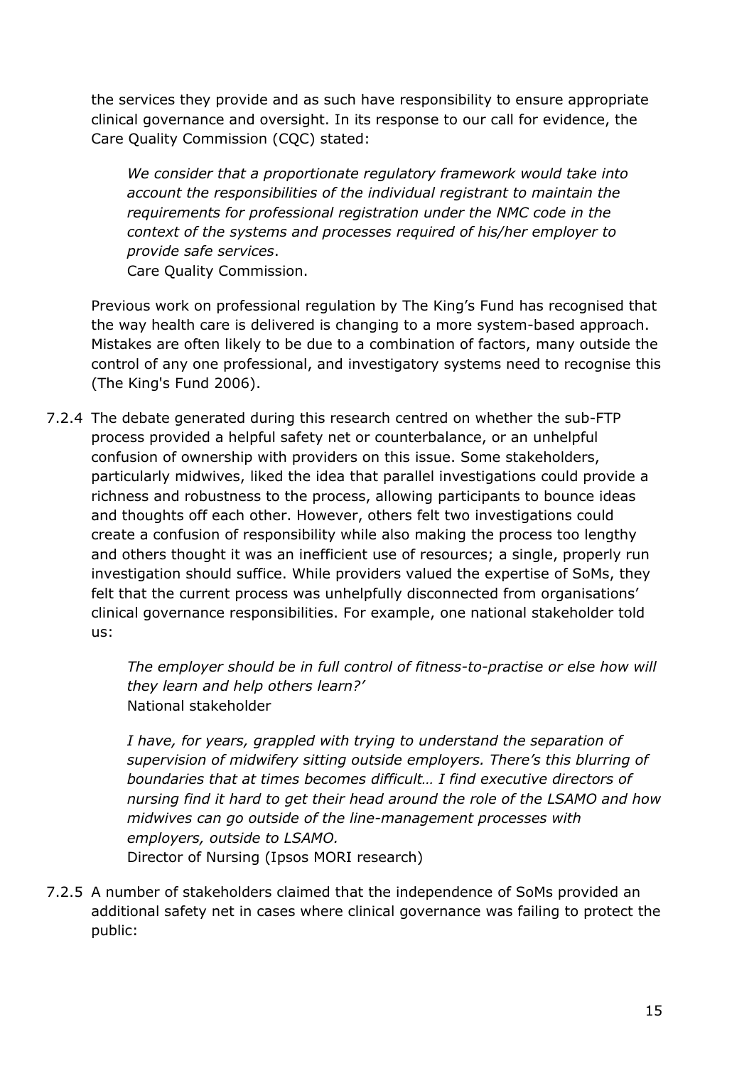the services they provide and as such have responsibility to ensure appropriate clinical governance and oversight. In its response to our call for evidence, the Care Quality Commission (CQC) stated:

> *We consider that a proportionate regulatory framework would take into account the responsibilities of the individual registrant to maintain the requirements for professional registration under the NMC code in the context of the systems and processes required of his/her employer to provide safe services*.
> Care Quality Commission.

Previous work on professional regulation by The King's Fund has recognised that the way health care is delivered is changing to a more system-based approach. Mistakes are often likely to be due to a combination of factors, many outside the control of any one professional, and investigatory systems need to recognise this (The King's Fund 2006).

7.2.4 The debate generated during this research centred on whether the sub-FTP process provided a helpful safety net or counterbalance, or an unhelpful confusion of ownership with providers on this issue. Some stakeholders, particularly midwives, liked the idea that parallel investigations could provide a richness and robustness to the process, allowing participants to bounce ideas and thoughts off each other. However, others felt two investigations could create a confusion of responsibility while also making the process too lengthy and others thought it was an inefficient use of resources; a single, properly run investigation should suffice. While providers valued the expertise of SoMs, they felt that the current process was unhelpfully disconnected from organisations' clinical governance responsibilities. For example, one national stakeholder told us:

> *The employer should be in full control of fitness-to-practise or else how will they learn and help others learn?'*
> National stakeholder

> *I have, for years, grappled with trying to understand the separation of supervision of midwifery sitting outside employers. There's this blurring of boundaries that at times becomes difficult… I find executive directors of nursing find it hard to get their head around the role of the LSAMO and how midwives can go outside of the line-management processes with employers, outside to LSAMO.*
> Director of Nursing (Ipsos MORI research)

7.2.5 A number of stakeholders claimed that the independence of SoMs provided an additional safety net in cases where clinical governance was failing to protect the public: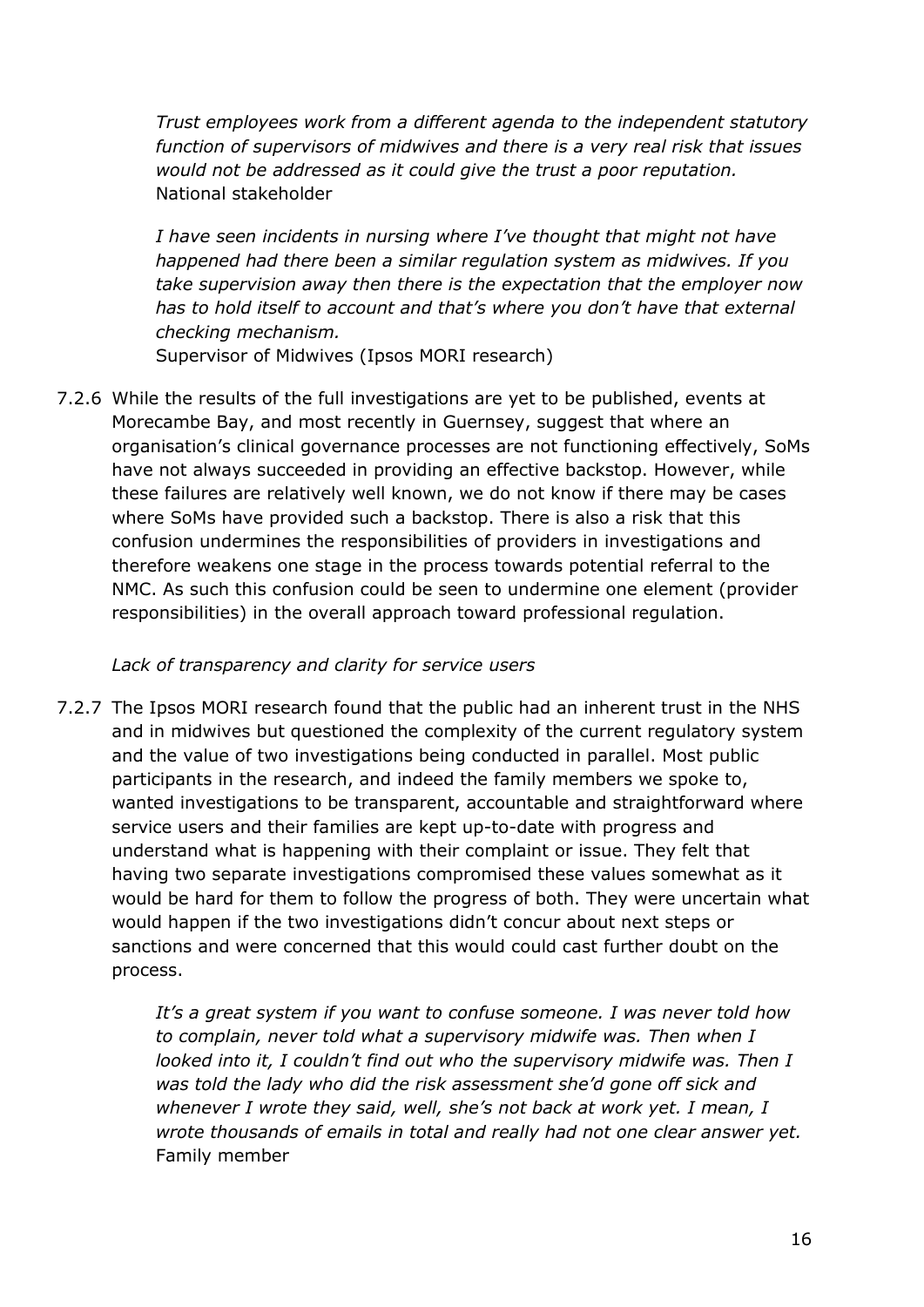*Trust employees work from a different agenda to the independent statutory function of supervisors of midwives and there is a very real risk that issues would not be addressed as it could give the trust a poor reputation.*
National stakeholder

*I have seen incidents in nursing where I've thought that might not have happened had there been a similar regulation system as midwives. If you take supervision away then there is the expectation that the employer now has to hold itself to account and that's where you don't have that external checking mechanism.*
Supervisor of Midwives (Ipsos MORI research)

7.2.6 While the results of the full investigations are yet to be published, events at Morecambe Bay, and most recently in Guernsey, suggest that where an organisation's clinical governance processes are not functioning effectively, SoMs have not always succeeded in providing an effective backstop. However, while these failures are relatively well known, we do not know if there may be cases where SoMs have provided such a backstop. There is also a risk that this confusion undermines the responsibilities of providers in investigations and therefore weakens one stage in the process towards potential referral to the NMC. As such this confusion could be seen to undermine one element (provider responsibilities) in the overall approach toward professional regulation.

*Lack of transparency and clarity for service users*

7.2.7 The Ipsos MORI research found that the public had an inherent trust in the NHS and in midwives but questioned the complexity of the current regulatory system and the value of two investigations being conducted in parallel. Most public participants in the research, and indeed the family members we spoke to, wanted investigations to be transparent, accountable and straightforward where service users and their families are kept up-to-date with progress and understand what is happening with their complaint or issue. They felt that having two separate investigations compromised these values somewhat as it would be hard for them to follow the progress of both. They were uncertain what would happen if the two investigations didn't concur about next steps or sanctions and were concerned that this would could cast further doubt on the process.

*It's a great system if you want to confuse someone. I was never told how to complain, never told what a supervisory midwife was. Then when I looked into it, I couldn't find out who the supervisory midwife was. Then I was told the lady who did the risk assessment she'd gone off sick and whenever I wrote they said, well, she's not back at work yet. I mean, I wrote thousands of emails in total and really had not one clear answer yet.*
Family member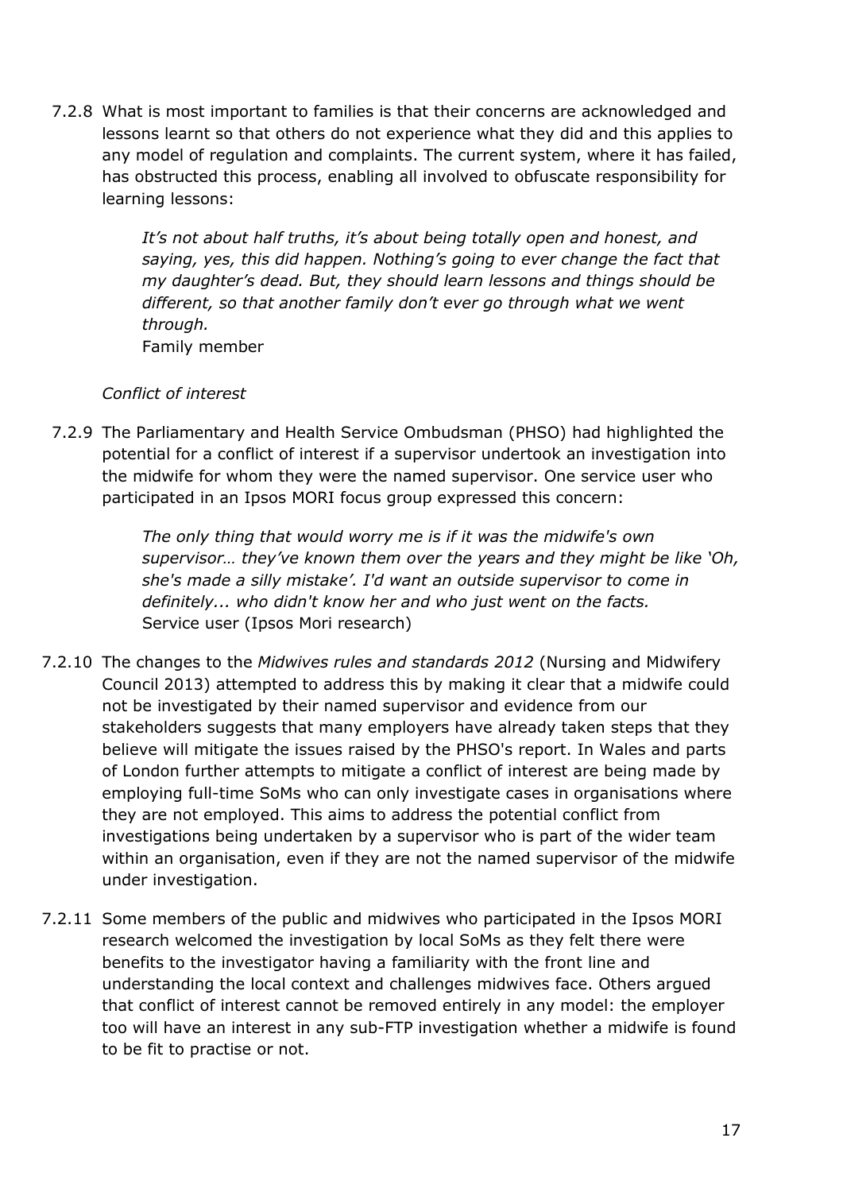7.2.8 What is most important to families is that their concerns are acknowledged and lessons learnt so that others do not experience what they did and this applies to any model of regulation and complaints. The current system, where it has failed, has obstructed this process, enabling all involved to obfuscate responsibility for learning lessons:

> *It's not about half truths, it's about being totally open and honest, and saying, yes, this did happen. Nothing's going to ever change the fact that my daughter's dead. But, they should learn lessons and things should be different, so that another family don't ever go through what we went through.*
> Family member

*Conflict of interest*

7.2.9 The Parliamentary and Health Service Ombudsman (PHSO) had highlighted the potential for a conflict of interest if a supervisor undertook an investigation into the midwife for whom they were the named supervisor. One service user who participated in an Ipsos MORI focus group expressed this concern:

> *The only thing that would worry me is if it was the midwife's own supervisor… they've known them over the years and they might be like 'Oh, she's made a silly mistake'. I'd want an outside supervisor to come in definitely... who didn't know her and who just went on the facts.*
> Service user (Ipsos Mori research)

7.2.10 The changes to the *Midwives rules and standards 2012* (Nursing and Midwifery Council 2013) attempted to address this by making it clear that a midwife could not be investigated by their named supervisor and evidence from our stakeholders suggests that many employers have already taken steps that they believe will mitigate the issues raised by the PHSO's report. In Wales and parts of London further attempts to mitigate a conflict of interest are being made by employing full-time SoMs who can only investigate cases in organisations where they are not employed. This aims to address the potential conflict from investigations being undertaken by a supervisor who is part of the wider team within an organisation, even if they are not the named supervisor of the midwife under investigation.

7.2.11 Some members of the public and midwives who participated in the Ipsos MORI research welcomed the investigation by local SoMs as they felt there were benefits to the investigator having a familiarity with the front line and understanding the local context and challenges midwives face. Others argued that conflict of interest cannot be removed entirely in any model: the employer too will have an interest in any sub-FTP investigation whether a midwife is found to be fit to practise or not.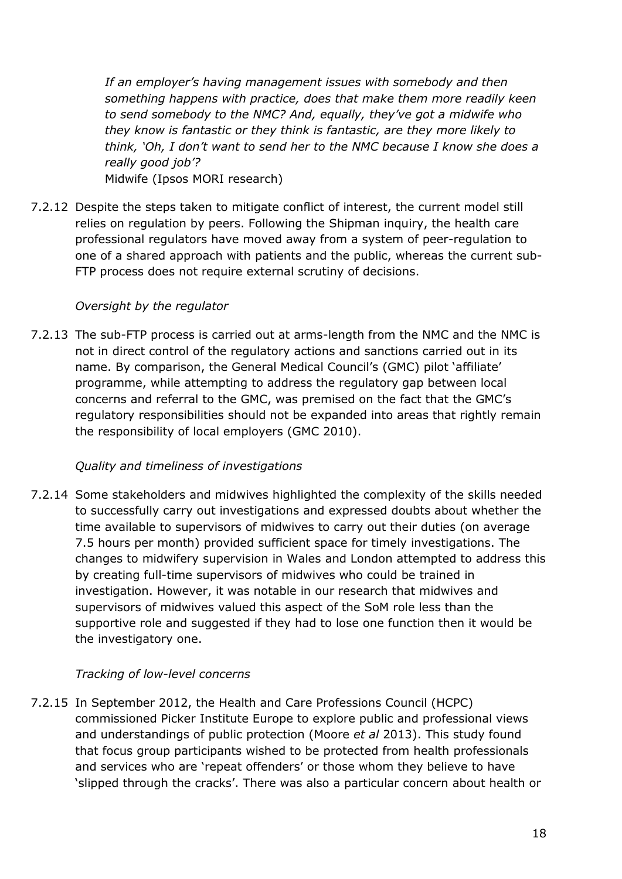*If an employer's having management issues with somebody and then something happens with practice, does that make them more readily keen to send somebody to the NMC? And, equally, they've got a midwife who they know is fantastic or they think is fantastic, are they more likely to think, 'Oh, I don't want to send her to the NMC because I know she does a really good job'?*
Midwife (Ipsos MORI research)

7.2.12 Despite the steps taken to mitigate conflict of interest, the current model still relies on regulation by peers. Following the Shipman inquiry, the health care professional regulators have moved away from a system of peer-regulation to one of a shared approach with patients and the public, whereas the current sub-FTP process does not require external scrutiny of decisions.

*Oversight by the regulator*

7.2.13 The sub-FTP process is carried out at arms-length from the NMC and the NMC is not in direct control of the regulatory actions and sanctions carried out in its name. By comparison, the General Medical Council's (GMC) pilot 'affiliate' programme, while attempting to address the regulatory gap between local concerns and referral to the GMC, was premised on the fact that the GMC's regulatory responsibilities should not be expanded into areas that rightly remain the responsibility of local employers (GMC 2010).

*Quality and timeliness of investigations*

7.2.14 Some stakeholders and midwives highlighted the complexity of the skills needed to successfully carry out investigations and expressed doubts about whether the time available to supervisors of midwives to carry out their duties (on average 7.5 hours per month) provided sufficient space for timely investigations. The changes to midwifery supervision in Wales and London attempted to address this by creating full-time supervisors of midwives who could be trained in investigation. However, it was notable in our research that midwives and supervisors of midwives valued this aspect of the SoM role less than the supportive role and suggested if they had to lose one function then it would be the investigatory one.

*Tracking of low-level concerns*

7.2.15 In September 2012, the Health and Care Professions Council (HCPC) commissioned Picker Institute Europe to explore public and professional views and understandings of public protection (Moore *et al* 2013). This study found that focus group participants wished to be protected from health professionals and services who are 'repeat offenders' or those whom they believe to have 'slipped through the cracks'. There was also a particular concern about health or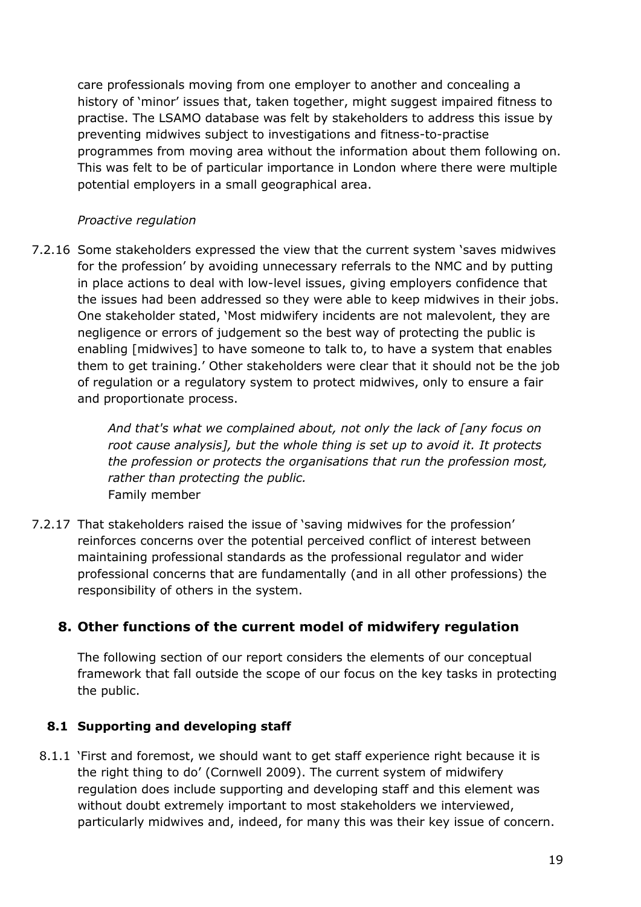care professionals moving from one employer to another and concealing a history of 'minor' issues that, taken together, might suggest impaired fitness to practise. The LSAMO database was felt by stakeholders to address this issue by preventing midwives subject to investigations and fitness-to-practise programmes from moving area without the information about them following on. This was felt to be of particular importance in London where there were multiple potential employers in a small geographical area.

*Proactive regulation*

7.2.16 Some stakeholders expressed the view that the current system 'saves midwives for the profession' by avoiding unnecessary referrals to the NMC and by putting in place actions to deal with low-level issues, giving employers confidence that the issues had been addressed so they were able to keep midwives in their jobs. One stakeholder stated, 'Most midwifery incidents are not malevolent, they are negligence or errors of judgement so the best way of protecting the public is enabling [midwives] to have someone to talk to, to have a system that enables them to get training.' Other stakeholders were clear that it should not be the job of regulation or a regulatory system to protect midwives, only to ensure a fair and proportionate process.

> *And that's what we complained about, not only the lack of [any focus on root cause analysis], but the whole thing is set up to avoid it. It protects the profession or protects the organisations that run the profession most, rather than protecting the public.*
> Family member

7.2.17 That stakeholders raised the issue of 'saving midwives for the profession' reinforces concerns over the potential perceived conflict of interest between maintaining professional standards as the professional regulator and wider professional concerns that are fundamentally (and in all other professions) the responsibility of others in the system.

## 8. Other functions of the current model of midwifery regulation

The following section of our report considers the elements of our conceptual framework that fall outside the scope of our focus on the key tasks in protecting the public.

### 8.1 Supporting and developing staff

8.1.1 'First and foremost, we should want to get staff experience right because it is the right thing to do' (Cornwell 2009). The current system of midwifery regulation does include supporting and developing staff and this element was without doubt extremely important to most stakeholders we interviewed, particularly midwives and, indeed, for many this was their key issue of concern.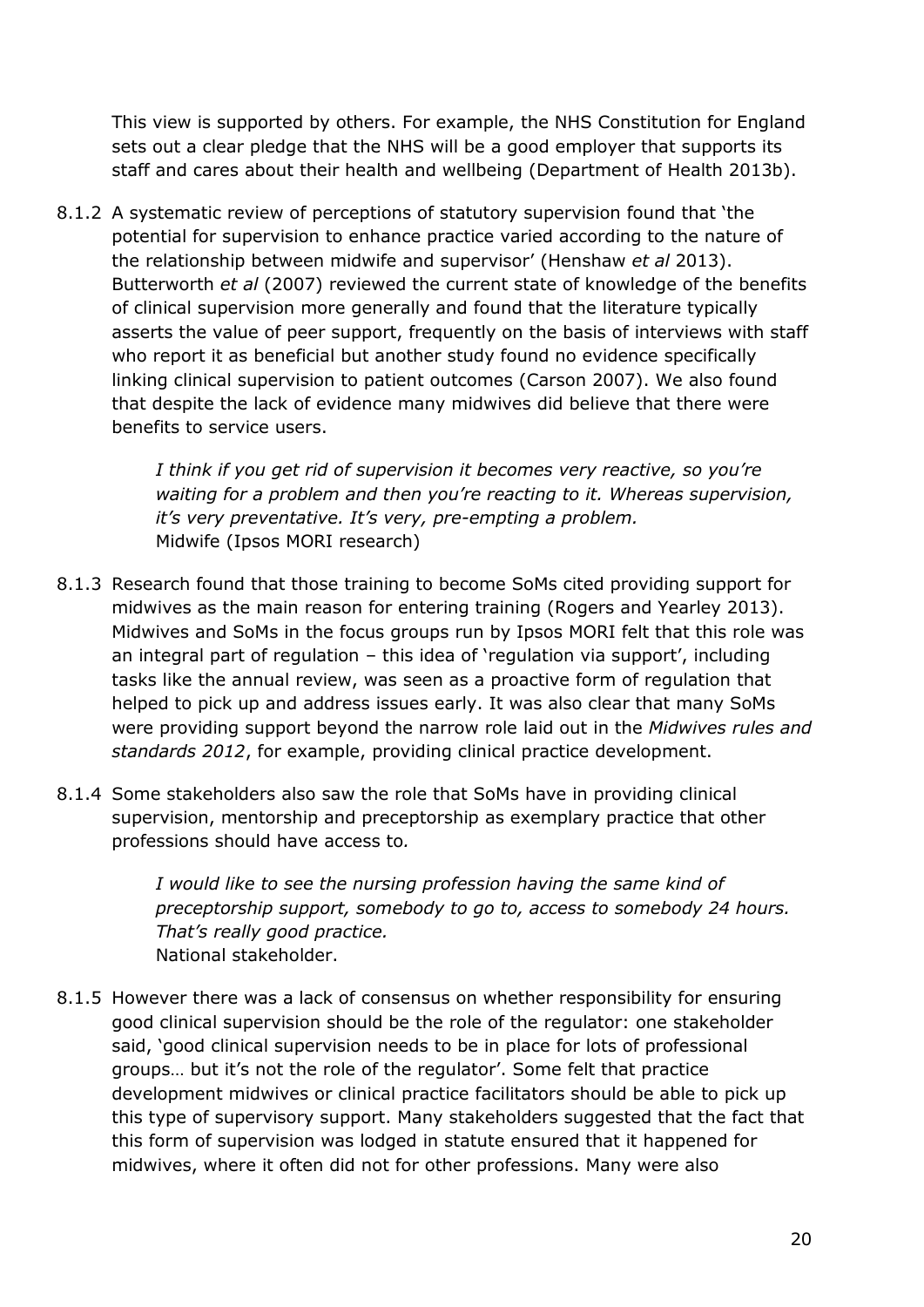This view is supported by others. For example, the NHS Constitution for England sets out a clear pledge that the NHS will be a good employer that supports its staff and cares about their health and wellbeing (Department of Health 2013b).

8.1.2 A systematic review of perceptions of statutory supervision found that 'the potential for supervision to enhance practice varied according to the nature of the relationship between midwife and supervisor' (Henshaw *et al* 2013). Butterworth *et al* (2007) reviewed the current state of knowledge of the benefits of clinical supervision more generally and found that the literature typically asserts the value of peer support, frequently on the basis of interviews with staff who report it as beneficial but another study found no evidence specifically linking clinical supervision to patient outcomes (Carson 2007). We also found that despite the lack of evidence many midwives did believe that there were benefits to service users.

> *I think if you get rid of supervision it becomes very reactive, so you're waiting for a problem and then you're reacting to it. Whereas supervision, it's very preventative. It's very, pre-empting a problem.*
> Midwife (Ipsos MORI research)

8.1.3 Research found that those training to become SoMs cited providing support for midwives as the main reason for entering training (Rogers and Yearley 2013). Midwives and SoMs in the focus groups run by Ipsos MORI felt that this role was an integral part of regulation – this idea of 'regulation via support', including tasks like the annual review, was seen as a proactive form of regulation that helped to pick up and address issues early. It was also clear that many SoMs were providing support beyond the narrow role laid out in the *Midwives rules and standards 2012*, for example, providing clinical practice development.

8.1.4 Some stakeholders also saw the role that SoMs have in providing clinical supervision, mentorship and preceptorship as exemplary practice that other professions should have access to.

> *I would like to see the nursing profession having the same kind of preceptorship support, somebody to go to, access to somebody 24 hours. That's really good practice.*
> National stakeholder.

8.1.5 However there was a lack of consensus on whether responsibility for ensuring good clinical supervision should be the role of the regulator: one stakeholder said, 'good clinical supervision needs to be in place for lots of professional groups… but it's not the role of the regulator'. Some felt that practice development midwives or clinical practice facilitators should be able to pick up this type of supervisory support. Many stakeholders suggested that the fact that this form of supervision was lodged in statute ensured that it happened for midwives, where it often did not for other professions. Many were also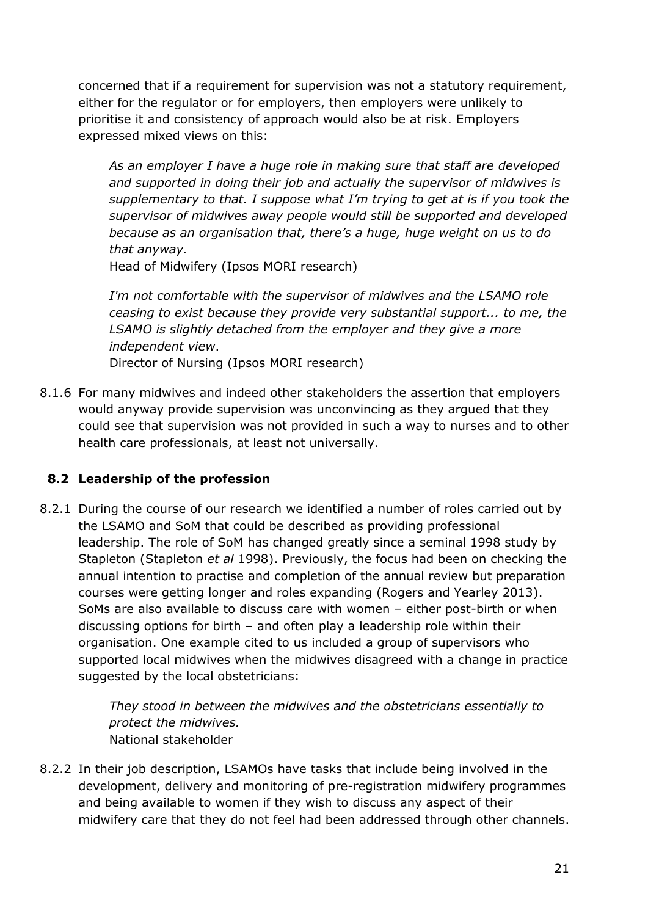concerned that if a requirement for supervision was not a statutory requirement, either for the regulator or for employers, then employers were unlikely to prioritise it and consistency of approach would also be at risk. Employers expressed mixed views on this:

> *As an employer I have a huge role in making sure that staff are developed and supported in doing their job and actually the supervisor of midwives is supplementary to that. I suppose what I'm trying to get at is if you took the supervisor of midwives away people would still be supported and developed because as an organisation that, there's a huge, huge weight on us to do that anyway.*
> Head of Midwifery (Ipsos MORI research)

> *I'm not comfortable with the supervisor of midwives and the LSAMO role ceasing to exist because they provide very substantial support... to me, the LSAMO is slightly detached from the employer and they give a more independent view*.
> Director of Nursing (Ipsos MORI research)

8.1.6 For many midwives and indeed other stakeholders the assertion that employers would anyway provide supervision was unconvincing as they argued that they could see that supervision was not provided in such a way to nurses and to other health care professionals, at least not universally.

## 8.2 Leadership of the profession

8.2.1 During the course of our research we identified a number of roles carried out by the LSAMO and SoM that could be described as providing professional leadership. The role of SoM has changed greatly since a seminal 1998 study by Stapleton (Stapleton *et al* 1998). Previously, the focus had been on checking the annual intention to practise and completion of the annual review but preparation courses were getting longer and roles expanding (Rogers and Yearley 2013). SoMs are also available to discuss care with women – either post-birth or when discussing options for birth – and often play a leadership role within their organisation. One example cited to us included a group of supervisors who supported local midwives when the midwives disagreed with a change in practice suggested by the local obstetricians:

> *They stood in between the midwives and the obstetricians essentially to protect the midwives.*
> National stakeholder

8.2.2 In their job description, LSAMOs have tasks that include being involved in the development, delivery and monitoring of pre-registration midwifery programmes and being available to women if they wish to discuss any aspect of their midwifery care that they do not feel had been addressed through other channels.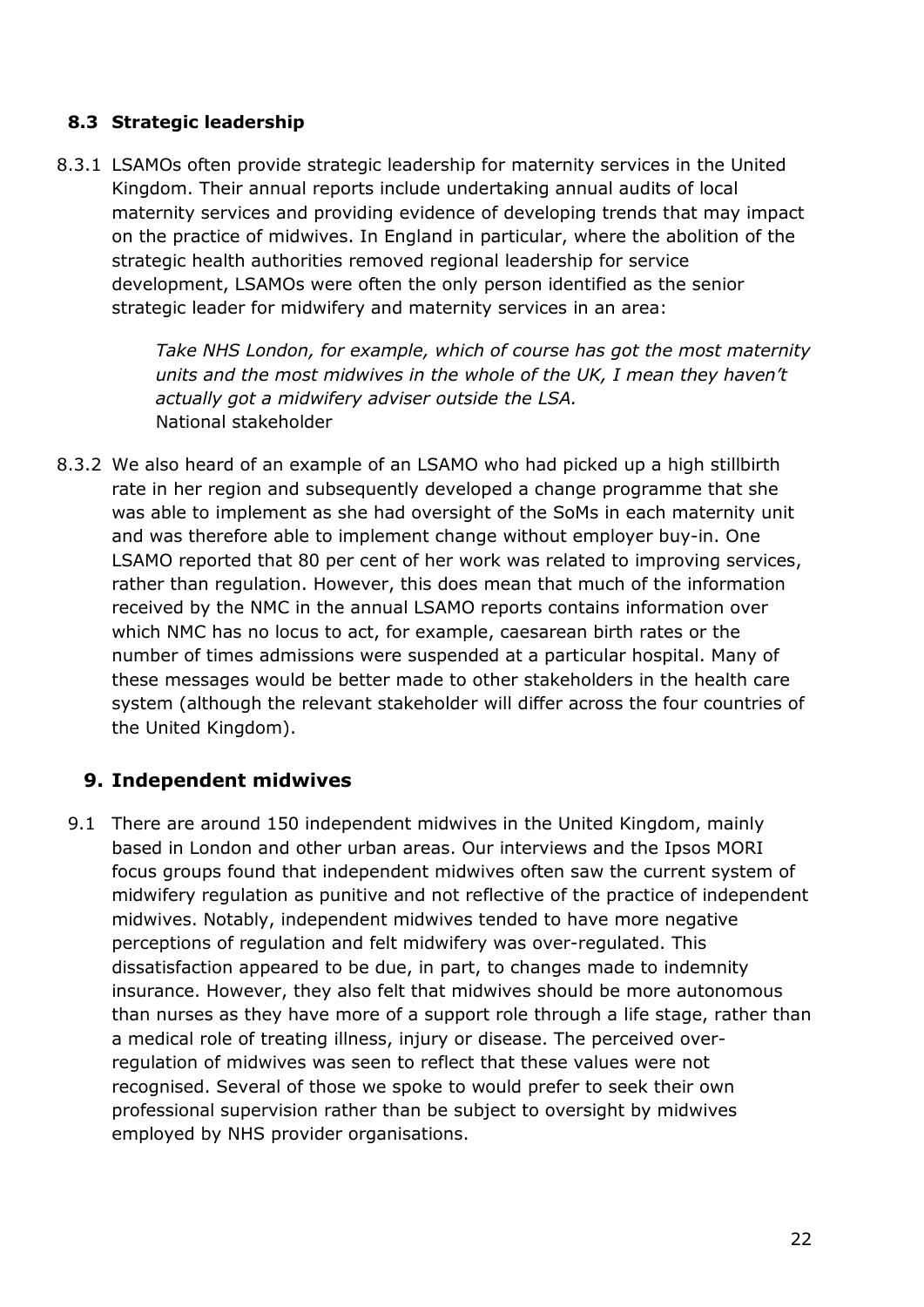### 8.3 Strategic leadership

8.3.1 LSAMOs often provide strategic leadership for maternity services in the United Kingdom. Their annual reports include undertaking annual audits of local maternity services and providing evidence of developing trends that may impact on the practice of midwives. In England in particular, where the abolition of the strategic health authorities removed regional leadership for service development, LSAMOs were often the only person identified as the senior strategic leader for midwifery and maternity services in an area:

> *Take NHS London, for example, which of course has got the most maternity units and the most midwives in the whole of the UK, I mean they haven't actually got a midwifery adviser outside the LSA.*
> National stakeholder

8.3.2 We also heard of an example of an LSAMO who had picked up a high stillbirth rate in her region and subsequently developed a change programme that she was able to implement as she had oversight of the SoMs in each maternity unit and was therefore able to implement change without employer buy-in. One LSAMO reported that 80 per cent of her work was related to improving services, rather than regulation. However, this does mean that much of the information received by the NMC in the annual LSAMO reports contains information over which NMC has no locus to act, for example, caesarean birth rates or the number of times admissions were suspended at a particular hospital. Many of these messages would be better made to other stakeholders in the health care system (although the relevant stakeholder will differ across the four countries of the United Kingdom).

## 9. Independent midwives

9.1 There are around 150 independent midwives in the United Kingdom, mainly based in London and other urban areas. Our interviews and the Ipsos MORI focus groups found that independent midwives often saw the current system of midwifery regulation as punitive and not reflective of the practice of independent midwives. Notably, independent midwives tended to have more negative perceptions of regulation and felt midwifery was over-regulated. This dissatisfaction appeared to be due, in part, to changes made to indemnity insurance. However, they also felt that midwives should be more autonomous than nurses as they have more of a support role through a life stage, rather than a medical role of treating illness, injury or disease. The perceived over-regulation of midwives was seen to reflect that these values were not recognised. Several of those we spoke to would prefer to seek their own professional supervision rather than be subject to oversight by midwives employed by NHS provider organisations.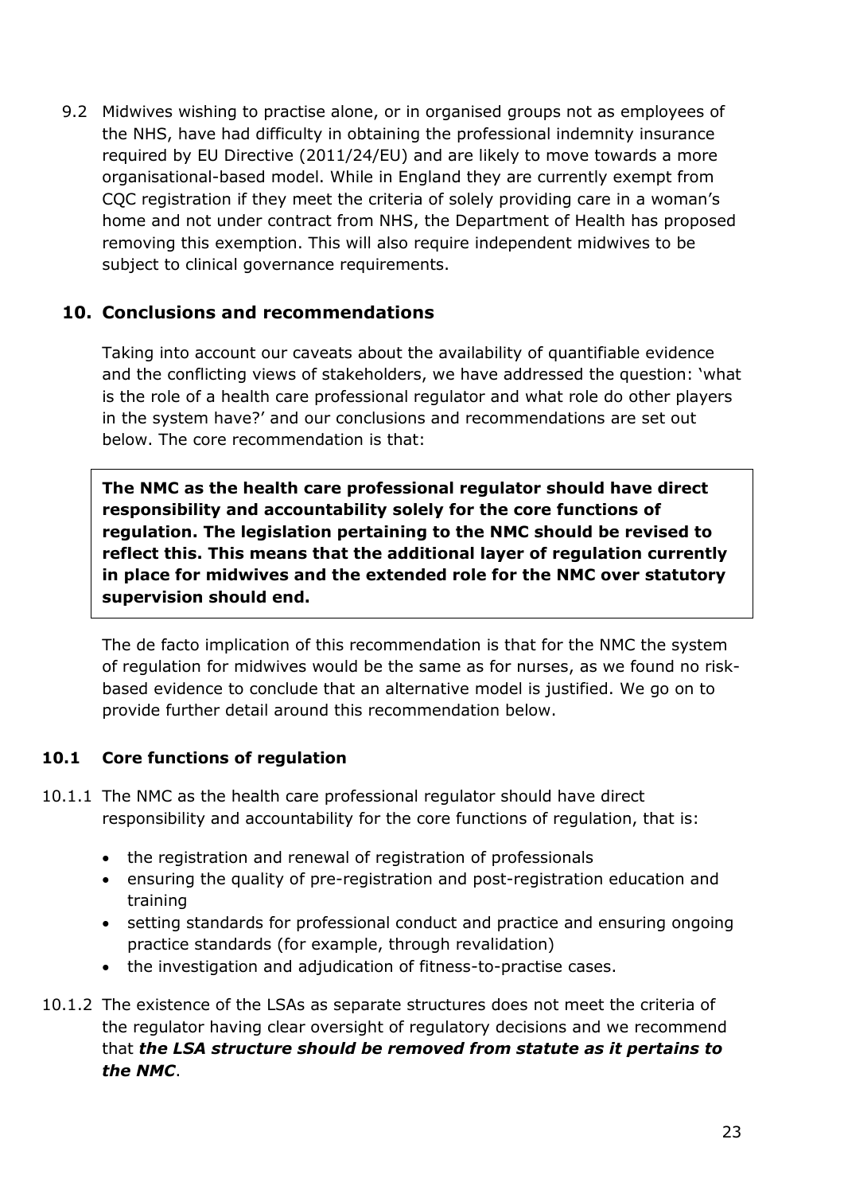9.2 Midwives wishing to practise alone, or in organised groups not as employees of the NHS, have had difficulty in obtaining the professional indemnity insurance required by EU Directive (2011/24/EU) and are likely to move towards a more organisational-based model. While in England they are currently exempt from CQC registration if they meet the criteria of solely providing care in a woman's home and not under contract from NHS, the Department of Health has proposed removing this exemption. This will also require independent midwives to be subject to clinical governance requirements.

## 10. Conclusions and recommendations

Taking into account our caveats about the availability of quantifiable evidence and the conflicting views of stakeholders, we have addressed the question: 'what is the role of a health care professional regulator and what role do other players in the system have?' and our conclusions and recommendations are set out below. The core recommendation is that:

> **The NMC as the health care professional regulator should have direct responsibility and accountability solely for the core functions of regulation. The legislation pertaining to the NMC should be revised to reflect this. This means that the additional layer of regulation currently in place for midwives and the extended role for the NMC over statutory supervision should end.**

The de facto implication of this recommendation is that for the NMC the system of regulation for midwives would be the same as for nurses, as we found no risk-based evidence to conclude that an alternative model is justified. We go on to provide further detail around this recommendation below.

### 10.1 Core functions of regulation

10.1.1 The NMC as the health care professional regulator should have direct responsibility and accountability for the core functions of regulation, that is:

- the registration and renewal of registration of professionals
- ensuring the quality of pre-registration and post-registration education and training
- setting standards for professional conduct and practice and ensuring ongoing practice standards (for example, through revalidation)
- the investigation and adjudication of fitness-to-practise cases.

10.1.2 The existence of the LSAs as separate structures does not meet the criteria of the regulator having clear oversight of regulatory decisions and we recommend that ***the LSA structure should be removed from statute as it pertains to the NMC***.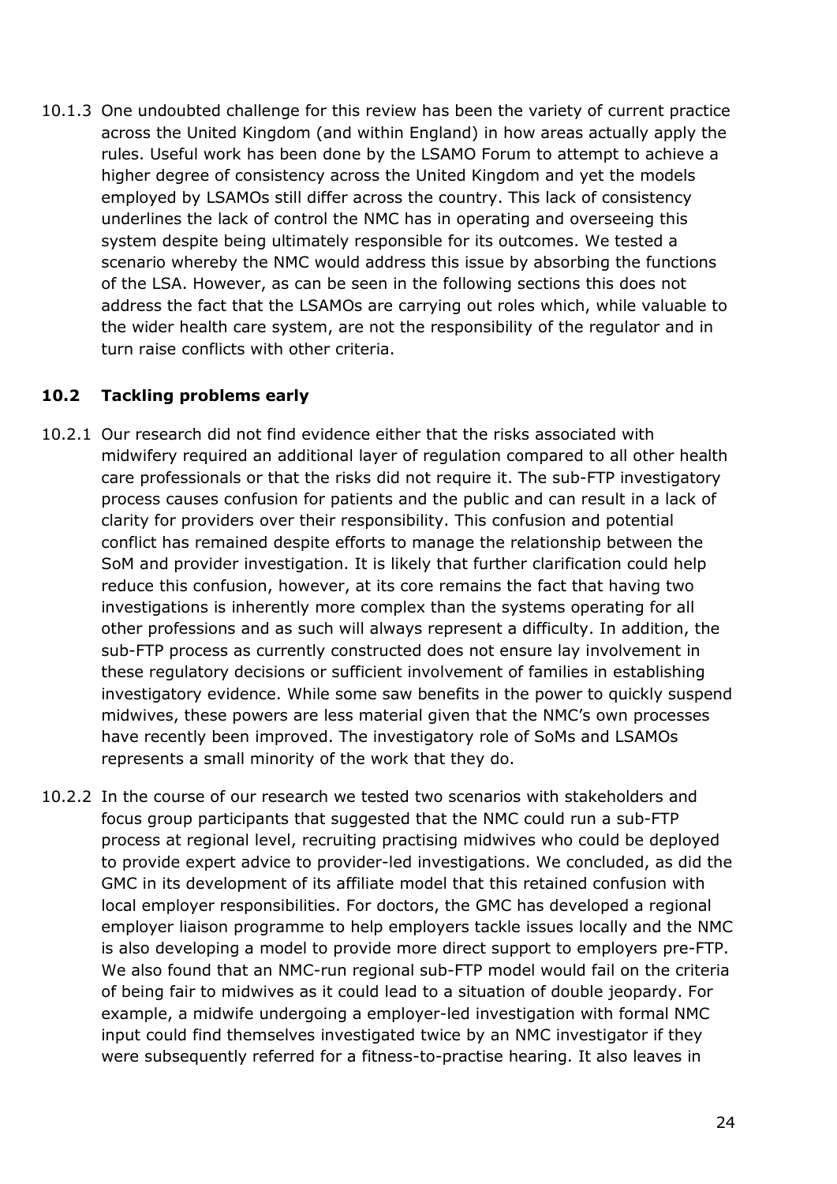10.1.3 One undoubted challenge for this review has been the variety of current practice across the United Kingdom (and within England) in how areas actually apply the rules. Useful work has been done by the LSAMO Forum to attempt to achieve a higher degree of consistency across the United Kingdom and yet the models employed by LSAMOs still differ across the country. This lack of consistency underlines the lack of control the NMC has in operating and overseeing this system despite being ultimately responsible for its outcomes. We tested a scenario whereby the NMC would address this issue by absorbing the functions of the LSA. However, as can be seen in the following sections this does not address the fact that the LSAMOs are carrying out roles which, while valuable to the wider health care system, are not the responsibility of the regulator and in turn raise conflicts with other criteria.

### 10.2 Tackling problems early

10.2.1 Our research did not find evidence either that the risks associated with midwifery required an additional layer of regulation compared to all other health care professionals or that the risks did not require it. The sub-FTP investigatory process causes confusion for patients and the public and can result in a lack of clarity for providers over their responsibility. This confusion and potential conflict has remained despite efforts to manage the relationship between the SoM and provider investigation. It is likely that further clarification could help reduce this confusion, however, at its core remains the fact that having two investigations is inherently more complex than the systems operating for all other professions and as such will always represent a difficulty. In addition, the sub-FTP process as currently constructed does not ensure lay involvement in these regulatory decisions or sufficient involvement of families in establishing investigatory evidence. While some saw benefits in the power to quickly suspend midwives, these powers are less material given that the NMC's own processes have recently been improved. The investigatory role of SoMs and LSAMOs represents a small minority of the work that they do.

10.2.2 In the course of our research we tested two scenarios with stakeholders and focus group participants that suggested that the NMC could run a sub-FTP process at regional level, recruiting practising midwives who could be deployed to provide expert advice to provider-led investigations. We concluded, as did the GMC in its development of its affiliate model that this retained confusion with local employer responsibilities. For doctors, the GMC has developed a regional employer liaison programme to help employers tackle issues locally and the NMC is also developing a model to provide more direct support to employers pre-FTP. We also found that an NMC-run regional sub-FTP model would fail on the criteria of being fair to midwives as it could lead to a situation of double jeopardy. For example, a midwife undergoing a employer-led investigation with formal NMC input could find themselves investigated twice by an NMC investigator if they were subsequently referred for a fitness-to-practise hearing. It also leaves in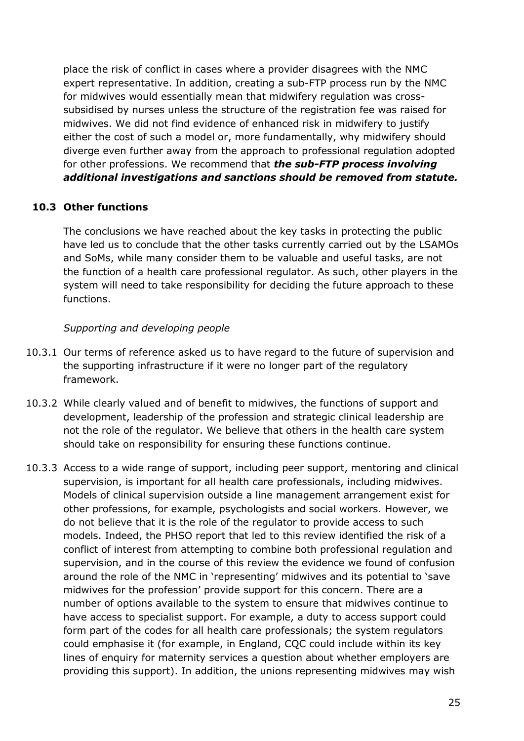place the risk of conflict in cases where a provider disagrees with the NMC expert representative. In addition, creating a sub-FTP process run by the NMC for midwives would essentially mean that midwifery regulation was cross-subsidised by nurses unless the structure of the registration fee was raised for midwives. We did not find evidence of enhanced risk in midwifery to justify either the cost of such a model or, more fundamentally, why midwifery should diverge even further away from the approach to professional regulation adopted for other professions. We recommend that ***the sub-FTP process involving additional investigations and sanctions should be removed from statute.***

### 10.3 Other functions

The conclusions we have reached about the key tasks in protecting the public have led us to conclude that the other tasks currently carried out by the LSAMOs and SoMs, while many consider them to be valuable and useful tasks, are not the function of a health care professional regulator. As such, other players in the system will need to take responsibility for deciding the future approach to these functions.

*Supporting and developing people*

10.3.1 Our terms of reference asked us to have regard to the future of supervision and the supporting infrastructure if it were no longer part of the regulatory framework.

10.3.2 While clearly valued and of benefit to midwives, the functions of support and development, leadership of the profession and strategic clinical leadership are not the role of the regulator. We believe that others in the health care system should take on responsibility for ensuring these functions continue.

10.3.3 Access to a wide range of support, including peer support, mentoring and clinical supervision, is important for all health care professionals, including midwives. Models of clinical supervision outside a line management arrangement exist for other professions, for example, psychologists and social workers. However, we do not believe that it is the role of the regulator to provide access to such models. Indeed, the PHSO report that led to this review identified the risk of a conflict of interest from attempting to combine both professional regulation and supervision, and in the course of this review the evidence we found of confusion around the role of the NMC in 'representing' midwives and its potential to 'save midwives for the profession' provide support for this concern. There are a number of options available to the system to ensure that midwives continue to have access to specialist support. For example, a duty to access support could form part of the codes for all health care professionals; the system regulators could emphasise it (for example, in England, CQC could include within its key lines of enquiry for maternity services a question about whether employers are providing this support). In addition, the unions representing midwives may wish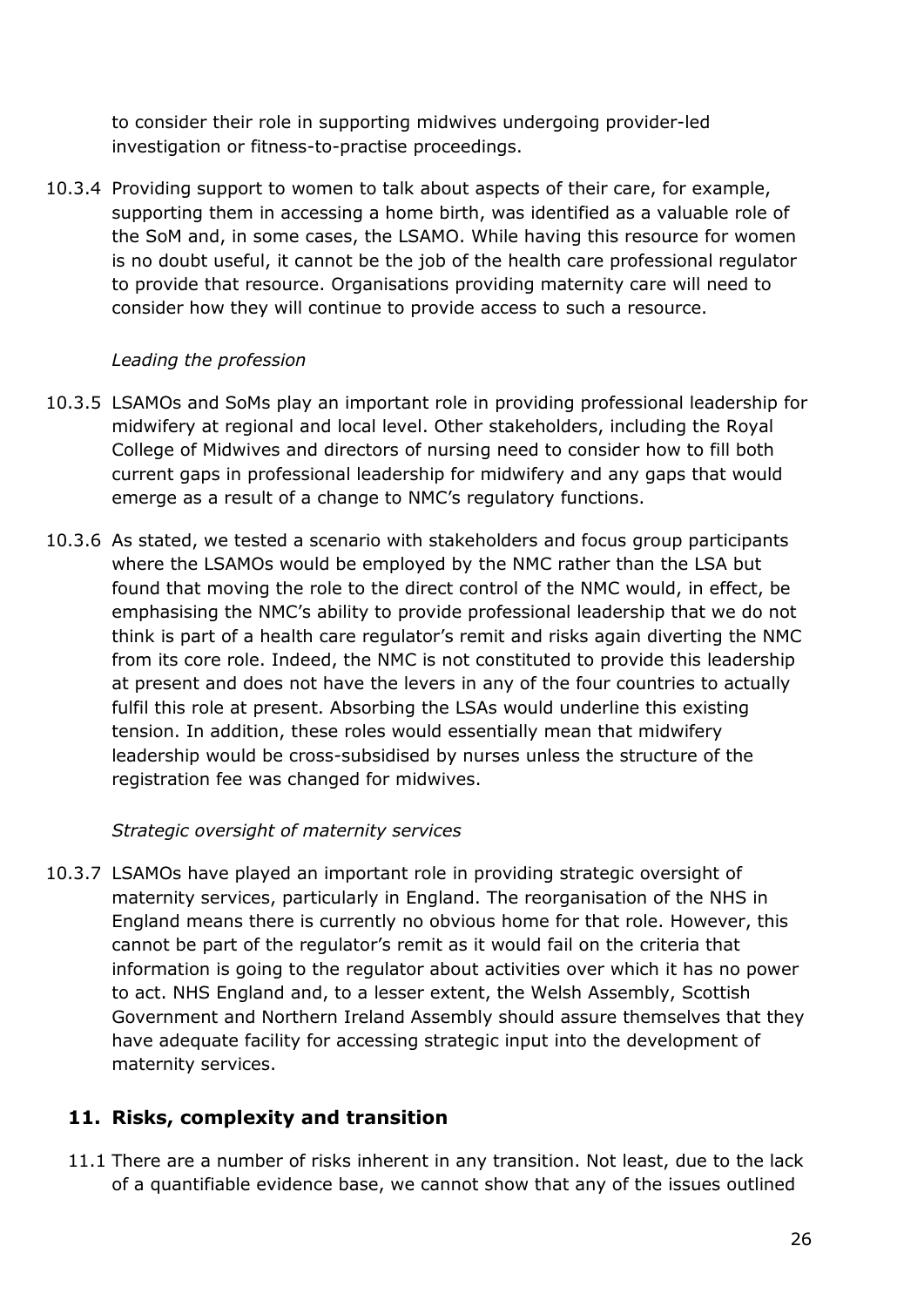to consider their role in supporting midwives undergoing provider-led investigation or fitness-to-practise proceedings.

10.3.4 Providing support to women to talk about aspects of their care, for example, supporting them in accessing a home birth, was identified as a valuable role of the SoM and, in some cases, the LSAMO. While having this resource for women is no doubt useful, it cannot be the job of the health care professional regulator to provide that resource. Organisations providing maternity care will need to consider how they will continue to provide access to such a resource.

*Leading the profession*

10.3.5 LSAMOs and SoMs play an important role in providing professional leadership for midwifery at regional and local level. Other stakeholders, including the Royal College of Midwives and directors of nursing need to consider how to fill both current gaps in professional leadership for midwifery and any gaps that would emerge as a result of a change to NMC's regulatory functions.

10.3.6 As stated, we tested a scenario with stakeholders and focus group participants where the LSAMOs would be employed by the NMC rather than the LSA but found that moving the role to the direct control of the NMC would, in effect, be emphasising the NMC's ability to provide professional leadership that we do not think is part of a health care regulator's remit and risks again diverting the NMC from its core role. Indeed, the NMC is not constituted to provide this leadership at present and does not have the levers in any of the four countries to actually fulfil this role at present. Absorbing the LSAs would underline this existing tension. In addition, these roles would essentially mean that midwifery leadership would be cross-subsidised by nurses unless the structure of the registration fee was changed for midwives.

*Strategic oversight of maternity services*

10.3.7 LSAMOs have played an important role in providing strategic oversight of maternity services, particularly in England. The reorganisation of the NHS in England means there is currently no obvious home for that role. However, this cannot be part of the regulator's remit as it would fail on the criteria that information is going to the regulator about activities over which it has no power to act. NHS England and, to a lesser extent, the Welsh Assembly, Scottish Government and Northern Ireland Assembly should assure themselves that they have adequate facility for accessing strategic input into the development of maternity services.

## 11. Risks, complexity and transition

11.1 There are a number of risks inherent in any transition. Not least, due to the lack of a quantifiable evidence base, we cannot show that any of the issues outlined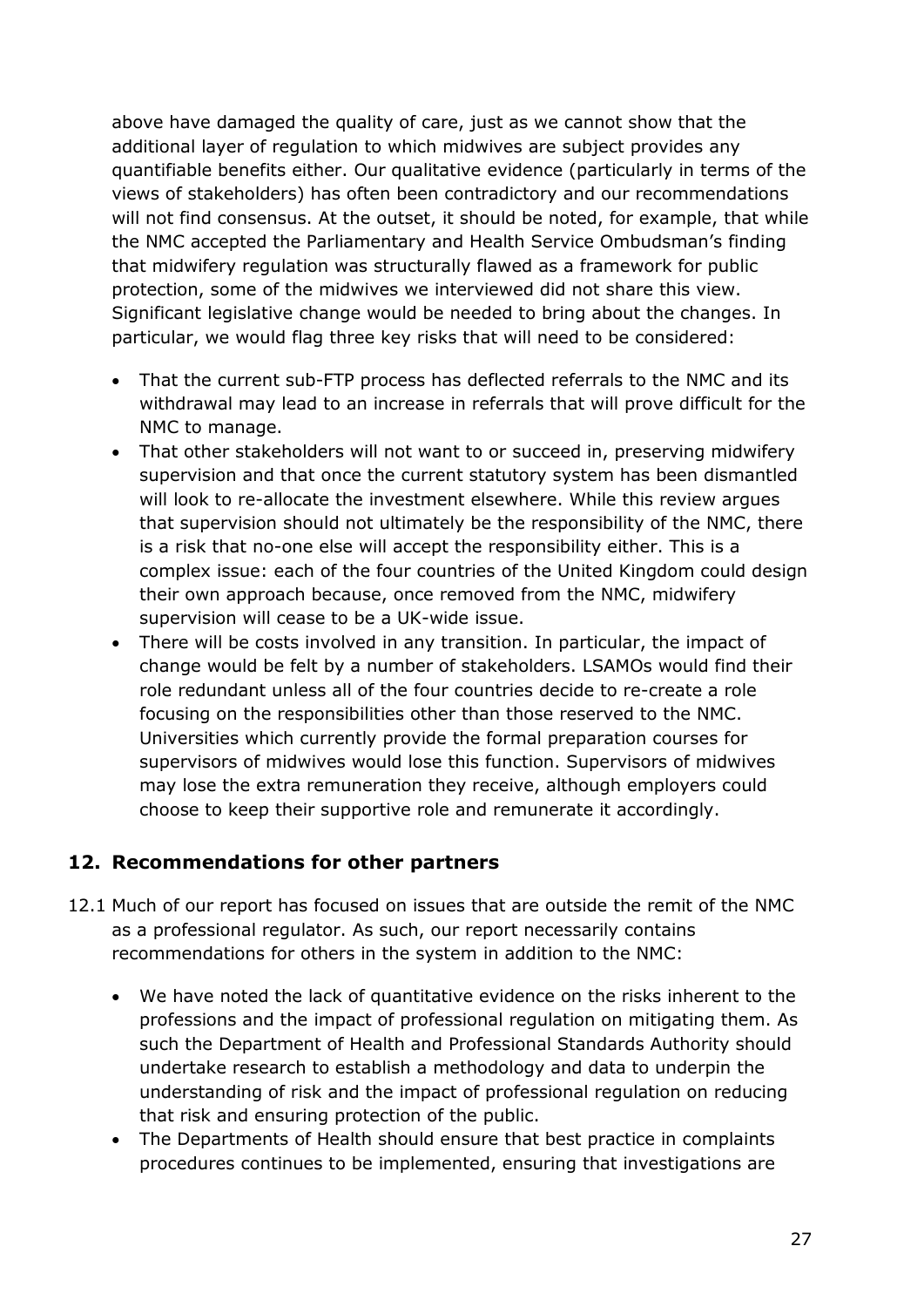above have damaged the quality of care, just as we cannot show that the additional layer of regulation to which midwives are subject provides any quantifiable benefits either. Our qualitative evidence (particularly in terms of the views of stakeholders) has often been contradictory and our recommendations will not find consensus. At the outset, it should be noted, for example, that while the NMC accepted the Parliamentary and Health Service Ombudsman's finding that midwifery regulation was structurally flawed as a framework for public protection, some of the midwives we interviewed did not share this view. Significant legislative change would be needed to bring about the changes. In particular, we would flag three key risks that will need to be considered:

- That the current sub-FTP process has deflected referrals to the NMC and its withdrawal may lead to an increase in referrals that will prove difficult for the NMC to manage.
- That other stakeholders will not want to or succeed in, preserving midwifery supervision and that once the current statutory system has been dismantled will look to re-allocate the investment elsewhere. While this review argues that supervision should not ultimately be the responsibility of the NMC, there is a risk that no-one else will accept the responsibility either. This is a complex issue: each of the four countries of the United Kingdom could design their own approach because, once removed from the NMC, midwifery supervision will cease to be a UK-wide issue.
- There will be costs involved in any transition. In particular, the impact of change would be felt by a number of stakeholders. LSAMOs would find their role redundant unless all of the four countries decide to re-create a role focusing on the responsibilities other than those reserved to the NMC. Universities which currently provide the formal preparation courses for supervisors of midwives would lose this function. Supervisors of midwives may lose the extra remuneration they receive, although employers could choose to keep their supportive role and remunerate it accordingly.

## 12. Recommendations for other partners

12.1 Much of our report has focused on issues that are outside the remit of the NMC as a professional regulator. As such, our report necessarily contains recommendations for others in the system in addition to the NMC:

- We have noted the lack of quantitative evidence on the risks inherent to the professions and the impact of professional regulation on mitigating them. As such the Department of Health and Professional Standards Authority should undertake research to establish a methodology and data to underpin the understanding of risk and the impact of professional regulation on reducing that risk and ensuring protection of the public.
- The Departments of Health should ensure that best practice in complaints procedures continues to be implemented, ensuring that investigations are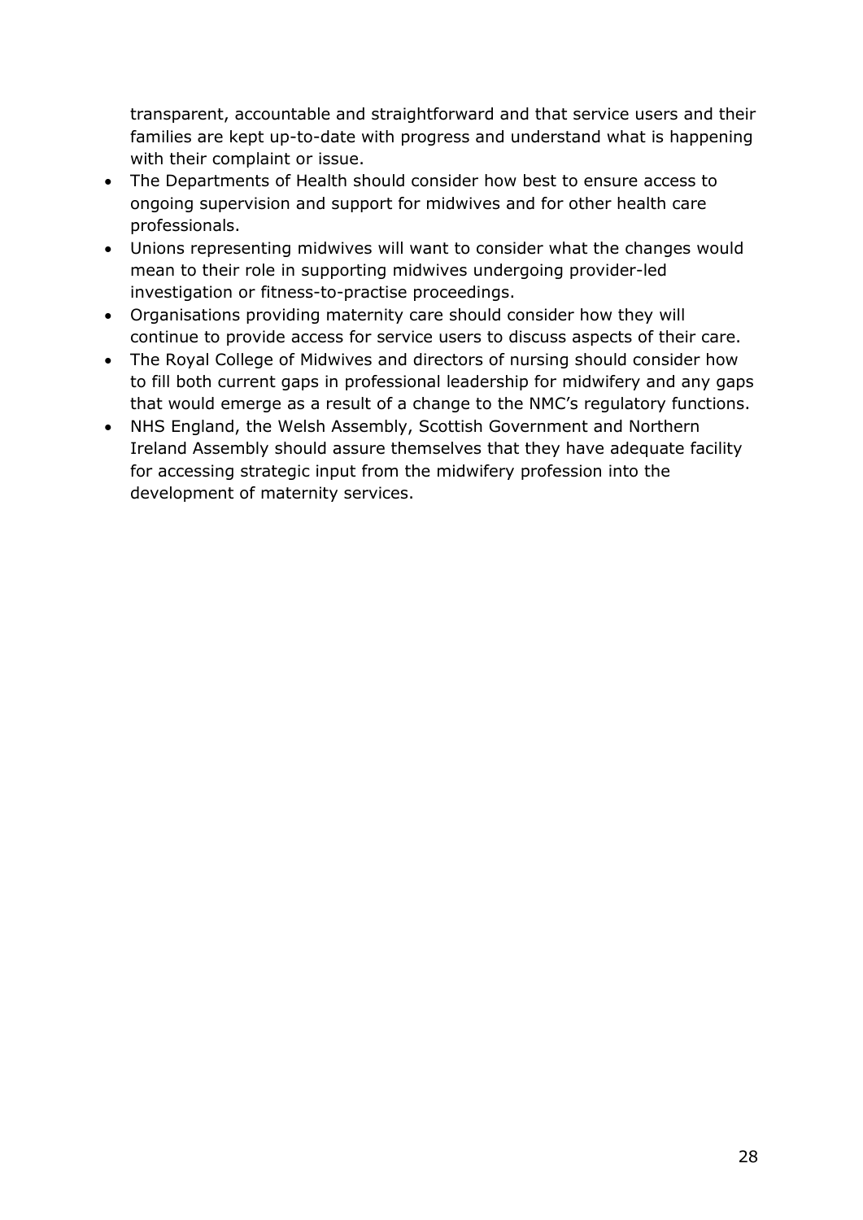transparent, accountable and straightforward and that service users and their families are kept up-to-date with progress and understand what is happening with their complaint or issue.

- The Departments of Health should consider how best to ensure access to ongoing supervision and support for midwives and for other health care professionals.
- Unions representing midwives will want to consider what the changes would mean to their role in supporting midwives undergoing provider-led investigation or fitness-to-practise proceedings.
- Organisations providing maternity care should consider how they will continue to provide access for service users to discuss aspects of their care.
- The Royal College of Midwives and directors of nursing should consider how to fill both current gaps in professional leadership for midwifery and any gaps that would emerge as a result of a change to the NMC's regulatory functions.
- NHS England, the Welsh Assembly, Scottish Government and Northern Ireland Assembly should assure themselves that they have adequate facility for accessing strategic input from the midwifery profession into the development of maternity services.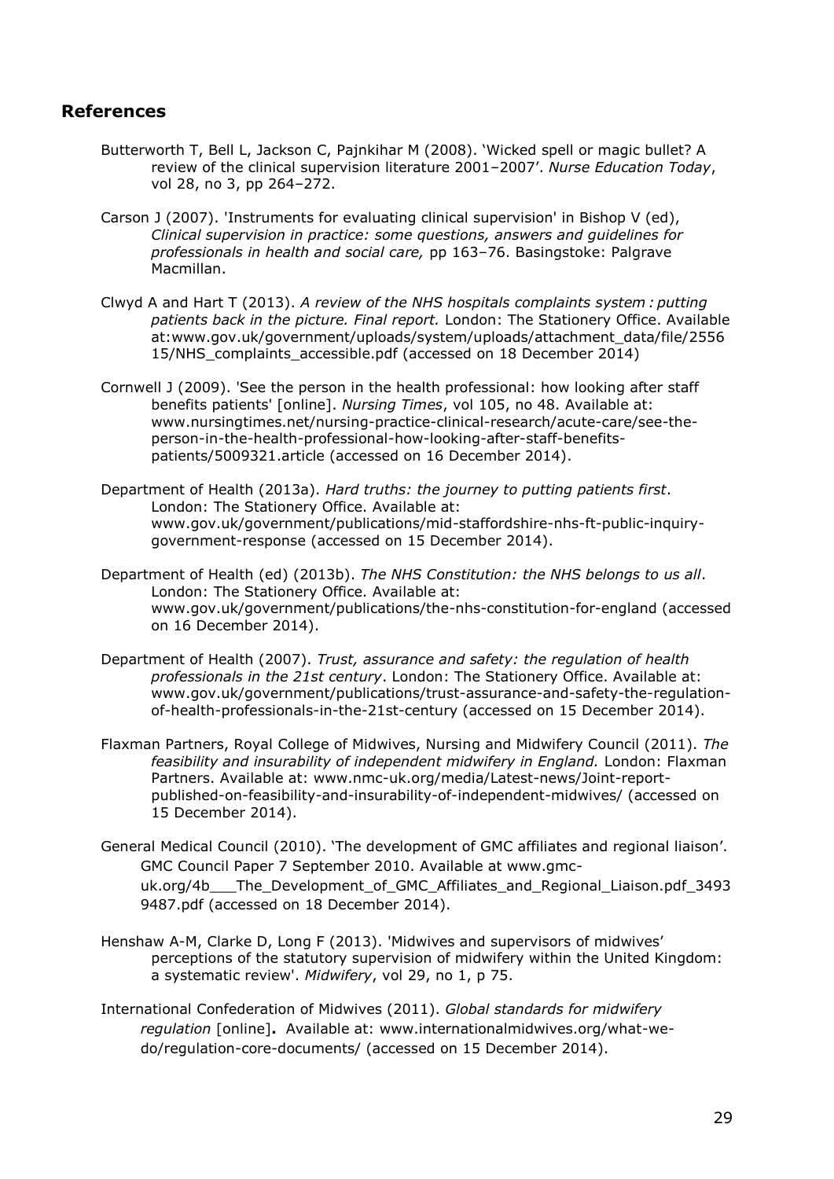## References

Butterworth T, Bell L, Jackson C, Pajnkihar M (2008). 'Wicked spell or magic bullet? A review of the clinical supervision literature 2001–2007'. *Nurse Education Today*, vol 28, no 3, pp 264–272.

Carson J (2007). 'Instruments for evaluating clinical supervision' in Bishop V (ed), *Clinical supervision in practice: some questions, answers and guidelines for professionals in health and social care,* pp 163–76. Basingstoke: Palgrave Macmillan.

Clwyd A and Hart T (2013). *A review of the NHS hospitals complaints system : putting patients back in the picture. Final report.* London: The Stationery Office. Available at:www.gov.uk/government/uploads/system/uploads/attachment_data/file/255615/NHS_complaints_accessible.pdf (accessed on 18 December 2014)

Cornwell J (2009). 'See the person in the health professional: how looking after staff benefits patients' [online]. *Nursing Times*, vol 105, no 48. Available at: www.nursingtimes.net/nursing-practice-clinical-research/acute-care/see-the-person-in-the-health-professional-how-looking-after-staff-benefits-patients/5009321.article (accessed on 16 December 2014).

Department of Health (2013a). *Hard truths: the journey to putting patients first*. London: The Stationery Office. Available at: www.gov.uk/government/publications/mid-staffordshire-nhs-ft-public-inquiry-government-response (accessed on 15 December 2014).

Department of Health (ed) (2013b). *The NHS Constitution: the NHS belongs to us all*. London: The Stationery Office. Available at: www.gov.uk/government/publications/the-nhs-constitution-for-england (accessed on 16 December 2014).

Department of Health (2007). *Trust, assurance and safety: the regulation of health professionals in the 21st century*. London: The Stationery Office. Available at: www.gov.uk/government/publications/trust-assurance-and-safety-the-regulation-of-health-professionals-in-the-21st-century (accessed on 15 December 2014).

Flaxman Partners, Royal College of Midwives, Nursing and Midwifery Council (2011). *The feasibility and insurability of independent midwifery in England.* London: Flaxman Partners. Available at: www.nmc-uk.org/media/Latest-news/Joint-report-published-on-feasibility-and-insurability-of-independent-midwives/ (accessed on 15 December 2014).

General Medical Council (2010). 'The development of GMC affiliates and regional liaison'. GMC Council Paper 7 September 2010. Available at www.gmc-uk.org/4b___The_Development_of_GMC_Affiliates_and_Regional_Liaison.pdf_34939487.pdf (accessed on 18 December 2014).

Henshaw A-M, Clarke D, Long F (2013). 'Midwives and supervisors of midwives' perceptions of the statutory supervision of midwifery within the United Kingdom: a systematic review'. *Midwifery*, vol 29, no 1, p 75.

International Confederation of Midwives (2011). *Global standards for midwifery regulation* [online]**.** Available at: www.internationalmidwives.org/what-we-do/regulation-core-documents/ (accessed on 15 December 2014).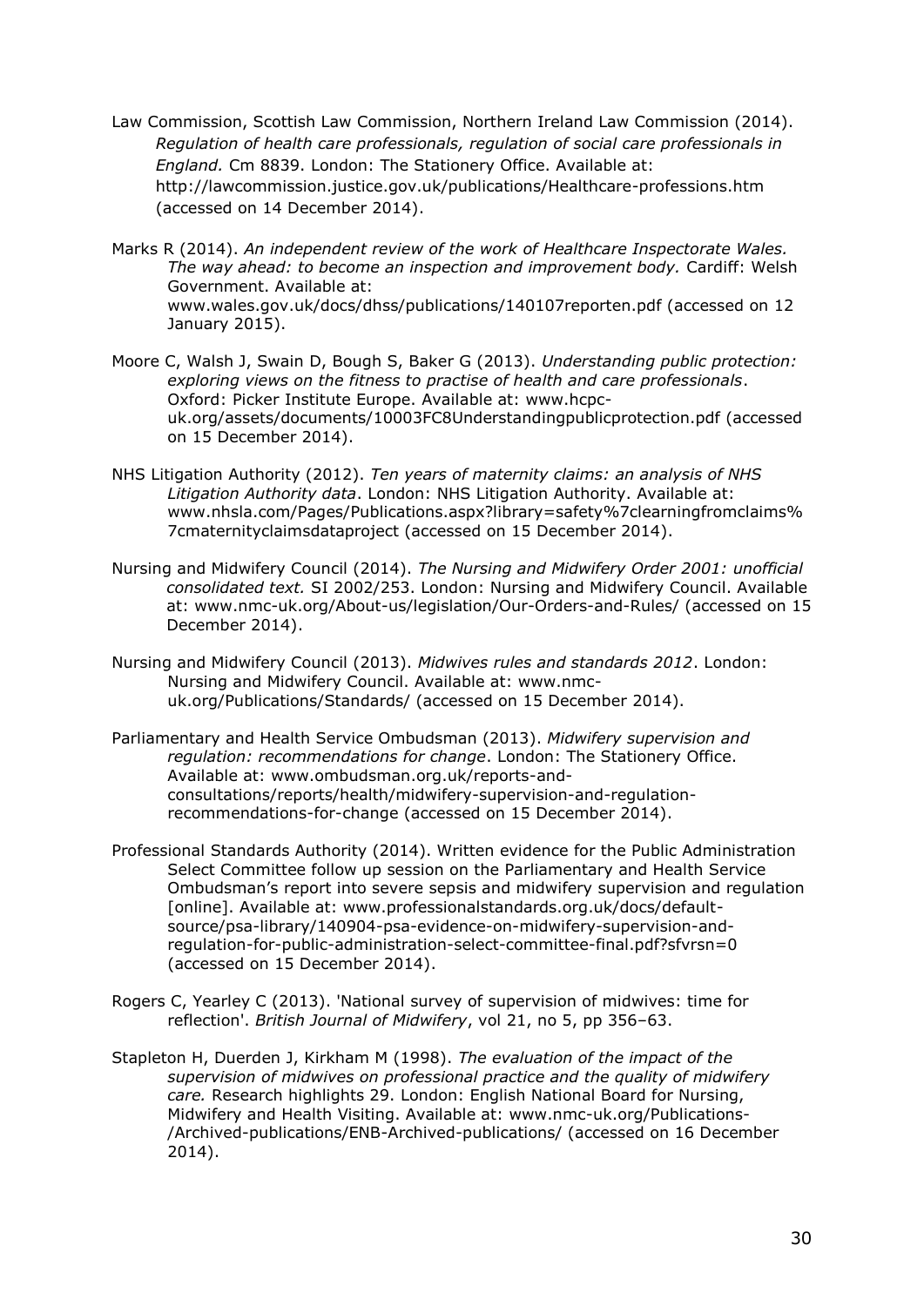Law Commission, Scottish Law Commission, Northern Ireland Law Commission (2014). *Regulation of health care professionals, regulation of social care professionals in England.* Cm 8839. London: The Stationery Office. Available at: http://lawcommission.justice.gov.uk/publications/Healthcare-professions.htm (accessed on 14 December 2014).

Marks R (2014). *An independent review of the work of Healthcare Inspectorate Wales. The way ahead: to become an inspection and improvement body.* Cardiff: Welsh Government. Available at: www.wales.gov.uk/docs/dhss/publications/140107reporten.pdf (accessed on 12 January 2015).

Moore C, Walsh J, Swain D, Bough S, Baker G (2013). *Understanding public protection: exploring views on the fitness to practise of health and care professionals*. Oxford: Picker Institute Europe. Available at: www.hcpc-uk.org/assets/documents/10003FC8Understandingpublicprotection.pdf (accessed on 15 December 2014).

NHS Litigation Authority (2012). *Ten years of maternity claims: an analysis of NHS Litigation Authority data*. London: NHS Litigation Authority. Available at: www.nhsla.com/Pages/Publications.aspx?library=safety%7clearningfromclaims%7cmaternityclaimsdataproject (accessed on 15 December 2014).

Nursing and Midwifery Council (2014). *The Nursing and Midwifery Order 2001: unofficial consolidated text.* SI 2002/253. London: Nursing and Midwifery Council. Available at: www.nmc-uk.org/About-us/legislation/Our-Orders-and-Rules/ (accessed on 15 December 2014).

Nursing and Midwifery Council (2013). *Midwives rules and standards 2012*. London: Nursing and Midwifery Council. Available at: www.nmc-uk.org/Publications/Standards/ (accessed on 15 December 2014).

Parliamentary and Health Service Ombudsman (2013). *Midwifery supervision and regulation: recommendations for change*. London: The Stationery Office. Available at: www.ombudsman.org.uk/reports-and-consultations/reports/health/midwifery-supervision-and-regulation-recommendations-for-change (accessed on 15 December 2014).

Professional Standards Authority (2014). Written evidence for the Public Administration Select Committee follow up session on the Parliamentary and Health Service Ombudsman's report into severe sepsis and midwifery supervision and regulation [online]. Available at: www.professionalstandards.org.uk/docs/default-source/psa-library/140904-psa-evidence-on-midwifery-supervision-and-regulation-for-public-administration-select-committee-final.pdf?sfvrsn=0 (accessed on 15 December 2014).

Rogers C, Yearley C (2013). 'National survey of supervision of midwives: time for reflection'. *British Journal of Midwifery*, vol 21, no 5, pp 356–63.

Stapleton H, Duerden J, Kirkham M (1998). *The evaluation of the impact of the supervision of midwives on professional practice and the quality of midwifery care.* Research highlights 29. London: English National Board for Nursing, Midwifery and Health Visiting. Available at: www.nmc-uk.org/Publications-/Archived-publications/ENB-Archived-publications/ (accessed on 16 December 2014).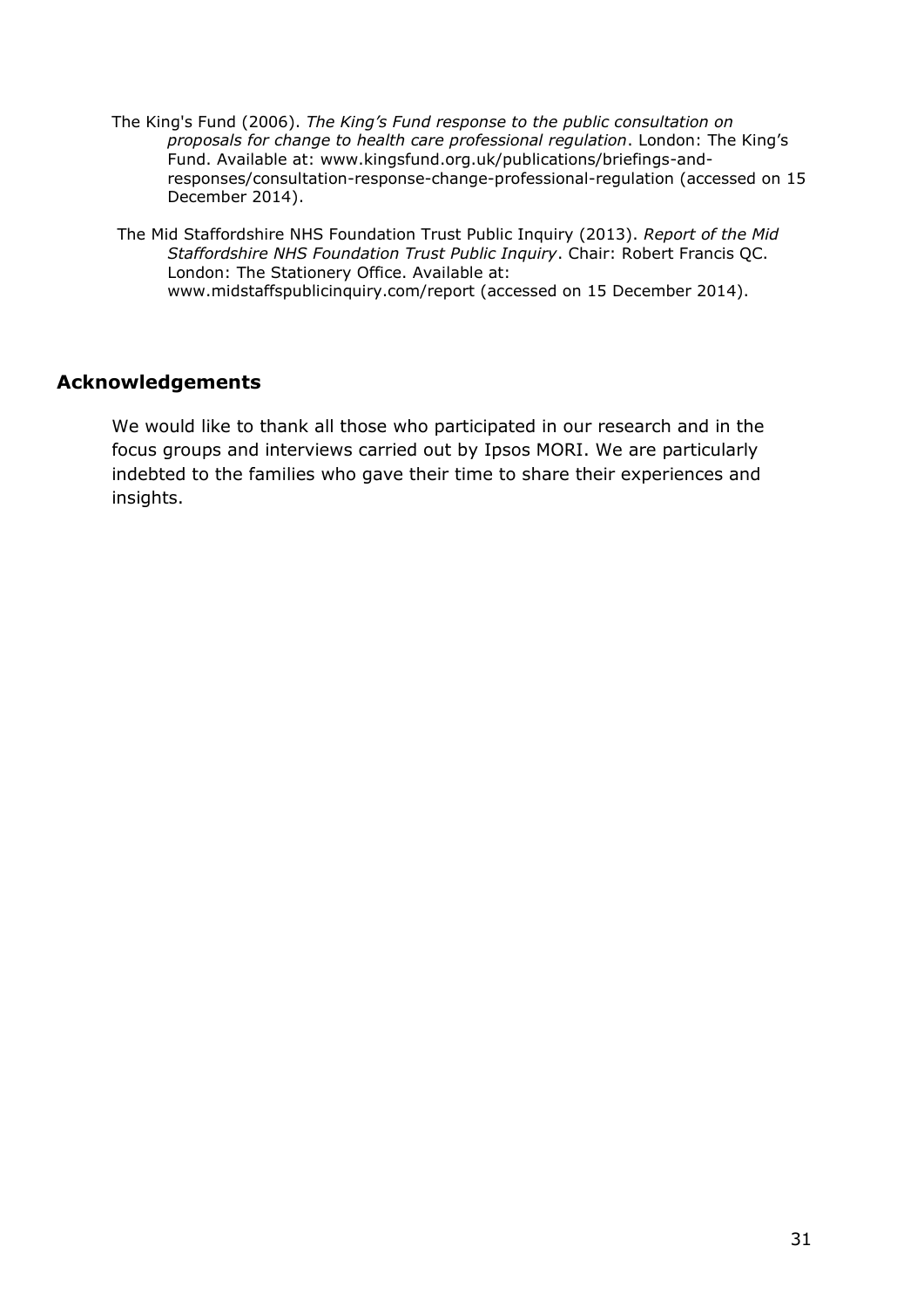The King's Fund (2006). *The King's Fund response to the public consultation on proposals for change to health care professional regulation*. London: The King's Fund. Available at: www.kingsfund.org.uk/publications/briefings-and-responses/consultation-response-change-professional-regulation (accessed on 15 December 2014).

The Mid Staffordshire NHS Foundation Trust Public Inquiry (2013). *Report of the Mid Staffordshire NHS Foundation Trust Public Inquiry*. Chair: Robert Francis QC. London: The Stationery Office. Available at: www.midstaffspublicinquiry.com/report (accessed on 15 December 2014).

## Acknowledgements

We would like to thank all those who participated in our research and in the focus groups and interviews carried out by Ipsos MORI. We are particularly indebted to the families who gave their time to share their experiences and insights.